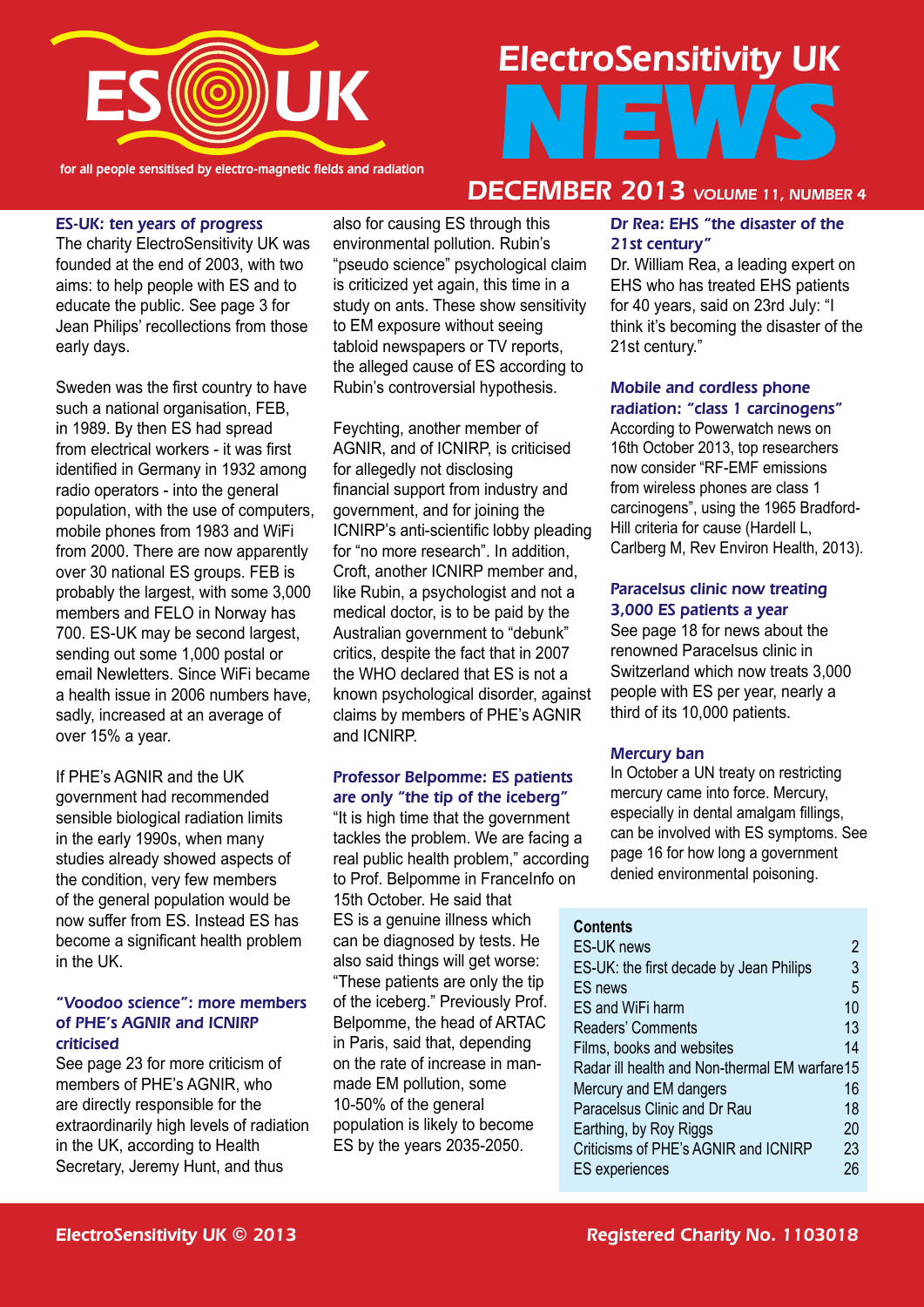# ElectroSensitivity UK NEWS

for all people sensitised by electro-magnetic fields and radiation

**DECEMBER 2013** *VOLUME 11, NUMBER 4*

### ES-UK: ten years of progress

The charity ElectroSensitivity UK was founded at the end of 2003, with two aims: to help people with ES and to educate the public. See page 3 for Jean Philips' recollections from those early days.

Sweden was the first country to have such a national organisation, FEB, in 1989. By then ES had spread from electrical workers - it was first identified in Germany in 1932 among radio operators - into the general population, with the use of computers, mobile phones from 1983 and WiFi from 2000. There are now apparently over 30 national ES groups. FEB is probably the largest, with some 3,000 members and FELO in Norway has 700. ES-UK may be second largest, sending out some 1,000 postal or email Newletters. Since WiFi became a health issue in 2006 numbers have, sadly, increased at an average of over 15% a year.

If PHE's AGNIR and the UK government had recommended sensible biological radiation limits in the early 1990s, when many studies already showed aspects of the condition, very few members of the general population would be now suffer from ES. Instead ES has become a significant health problem in the UK.

### "Voodoo science": more members of PHE's AGNIR and ICNIRP criticised

See page 23 for more criticism of members of PHE's AGNIR, who are directly responsible for the extraordinarily high levels of radiation in the UK, according to Health Secretary, Jeremy Hunt, and thus also for causing ES through this environmental pollution. Rubin's "pseudo science" psychological claim is criticized yet again, this time in a study on ants. These show sensitivity to EM exposure without seeing tabloid newspapers or TV reports, the alleged cause of ES according to Rubin's controversial hypothesis.

Feychting, another member of AGNIR, and of ICNIRP, is criticised for allegedly not disclosing financial support from industry and government, and for joining the ICNIRP's anti-scientific lobby pleading for "no more research". In addition, Croft, another ICNIRP member and, like Rubin, a psychologist and not a medical doctor, is to be paid by the Australian government to "debunk" critics, despite the fact that in 2007 the WHO declared that ES is not a known psychological disorder, against claims by members of PHE's AGNIR and ICNIRP.

### Professor Belpomme: ES patients are only "the tip of the iceberg"

"It is high time that the government tackles the problem. We are facing a real public health problem," according to Prof. Belpomme in FranceInfo on 15th October. He said that ES is a genuine illness which can be diagnosed by tests. He also said things will get worse: "These patients are only the tip of the iceberg." Previously Prof. Belpomme, the head of ARTAC in Paris, said that, depending on the rate of increase in man-made EM pollution, some 10-50% of the general population is likely to become ES by the years 2035-2050.

### Dr Rea: EHS "the disaster of the 21st century"

Dr. William Rea, a leading expert on EHS who has treated EHS patients for 40 years, said on 23rd July: "I think it's becoming the disaster of the 21st century."

### Mobile and cordless phone radiation: "class 1 carcinogens"

According to Powerwatch news on 16th October 2013, top researchers now consider "RF-EMF emissions from wireless phones are class 1 carcinogens", using the 1965 Bradford-Hill criteria for cause (Hardell L, Carlberg M, Rev Environ Health, 2013).

### Paracelsus clinic now treating 3,000 ES patients a year

See page 18 for news about the renowned Paracelsus clinic in Switzerland which now treats 3,000 people with ES per year, nearly a third of its 10,000 patients.

### Mercury ban

In October a UN treaty on restricting mercury came into force. Mercury, especially in dental amalgam fillings, can be involved with ES symptoms. See page 16 for how long a government denied environmental poisoning.

### Contents

| | |
|---|---|
| ES-UK news | 2 |
| ES-UK: the first decade by Jean Philips | 3 |
| ES news | 5 |
| ES and WiFi harm | 10 |
| Readers' Comments | 13 |
| Films, books and websites | 14 |
| Radar ill health and Non-thermal EM warfare | 15 |
| Mercury and EM dangers | 16 |
| Paracelsus Clinic and Dr Rau | 18 |
| Earthing, by Roy Riggs | 20 |
| Criticisms of PHE's AGNIR and ICNIRP | 23 |
| ES experiences | 26 |

ElectroSensitivity UK © 2013 — Registered Charity No. 1103018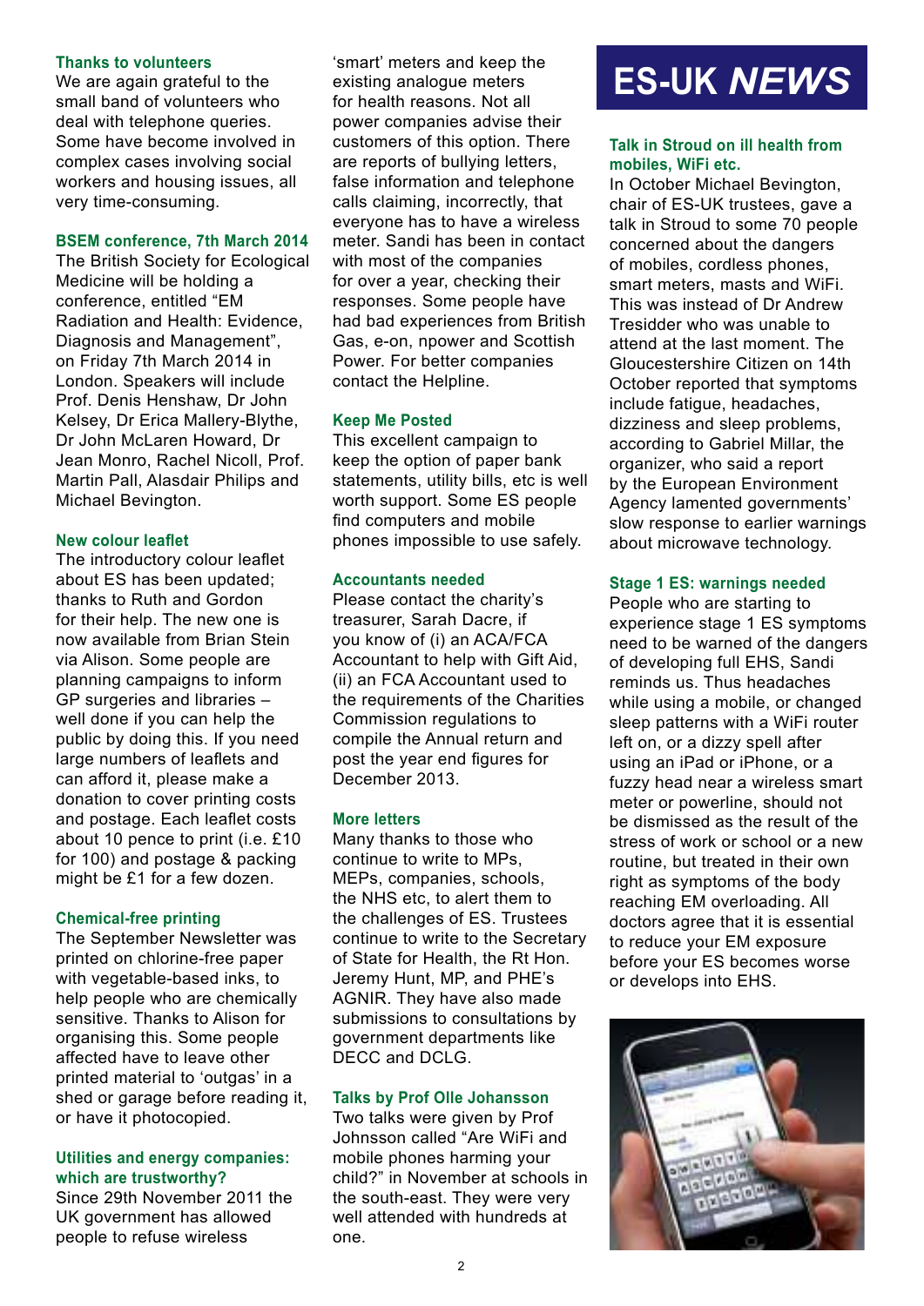# ES-UK *NEWS*

### Thanks to volunteers

We are again grateful to the small band of volunteers who deal with telephone queries. Some have become involved in complex cases involving social workers and housing issues, all very time-consuming.

### BSEM conference, 7th March 2014

The British Society for Ecological Medicine will be holding a conference, entitled “EM Radiation and Health: Evidence, Diagnosis and Management”, on Friday 7th March 2014 in London. Speakers will include Prof. Denis Henshaw, Dr John Kelsey, Dr Erica Mallery-Blythe, Dr John McLaren Howard, Dr Jean Monro, Rachel Nicoll, Prof. Martin Pall, Alasdair Philips and Michael Bevington.

### New colour leaflet

The introductory colour leaflet about ES has been updated; thanks to Ruth and Gordon for their help. The new one is now available from Brian Stein via Alison. Some people are planning campaigns to inform GP surgeries and libraries – well done if you can help the public by doing this. If you need large numbers of leaflets and can afford it, please make a donation to cover printing costs and postage. Each leaflet costs about 10 pence to print (i.e. £10 for 100) and postage & packing might be £1 for a few dozen.

### Chemical-free printing

The September Newsletter was printed on chlorine-free paper with vegetable-based inks, to help people who are chemically sensitive. Thanks to Alison for organising this. Some people affected have to leave other printed material to ‘outgas’ in a shed or garage before reading it, or have it photocopied.

### Utilities and energy companies: which are trustworthy?

Since 29th November 2011 the UK government has allowed people to refuse wireless ‘smart’ meters and keep the existing analogue meters for health reasons. Not all power companies advise their customers of this option. There are reports of bullying letters, false information and telephone calls claiming, incorrectly, that everyone has to have a wireless meter. Sandi has been in contact with most of the companies for over a year, checking their responses. Some people have had bad experiences from British Gas, e-on, npower and Scottish Power. For better companies contact the Helpline.

### Keep Me Posted

This excellent campaign to keep the option of paper bank statements, utility bills, etc is well worth support. Some ES people find computers and mobile phones impossible to use safely.

### Accountants needed

Please contact the charity’s treasurer, Sarah Dacre, if you know of (i) an ACA/FCA Accountant to help with Gift Aid, (ii) an FCA Accountant used to the requirements of the Charities Commission regulations to compile the Annual return and post the year end figures for December 2013.

### More letters

Many thanks to those who continue to write to MPs, MEPs, companies, schools, the NHS etc, to alert them to the challenges of ES. Trustees continue to write to the Secretary of State for Health, the Rt Hon. Jeremy Hunt, MP, and PHE’s AGNIR. They have also made submissions to consultations by government departments like DECC and DCLG.

### Talks by Prof Olle Johansson

Two talks were given by Prof Johnsson called “Are WiFi and mobile phones harming your child?” in November at schools in the south-east. They were very well attended with hundreds at one.

### Talk in Stroud on ill health from mobiles, WiFi etc.

In October Michael Bevington, chair of ES-UK trustees, gave a talk in Stroud to some 70 people concerned about the dangers of mobiles, cordless phones, smart meters, masts and WiFi. This was instead of Dr Andrew Tresidder who was unable to attend at the last moment. The Gloucestershire Citizen on 14th October reported that symptoms include fatigue, headaches, dizziness and sleep problems, according to Gabriel Millar, the organizer, who said a report by the European Environment Agency lamented governments’ slow response to earlier warnings about microwave technology.

### Stage 1 ES: warnings needed

People who are starting to experience stage 1 ES symptoms need to be warned of the dangers of developing full EHS, Sandi reminds us. Thus headaches while using a mobile, or changed sleep patterns with a WiFi router left on, or a dizzy spell after using an iPad or iPhone, or a fuzzy head near a wireless smart meter or powerline, should not be dismissed as the result of the stress of work or school or a new routine, but treated in their own right as symptoms of the body reaching EM overloading. All doctors agree that it is essential to reduce your EM exposure before your ES becomes worse or develops into EHS.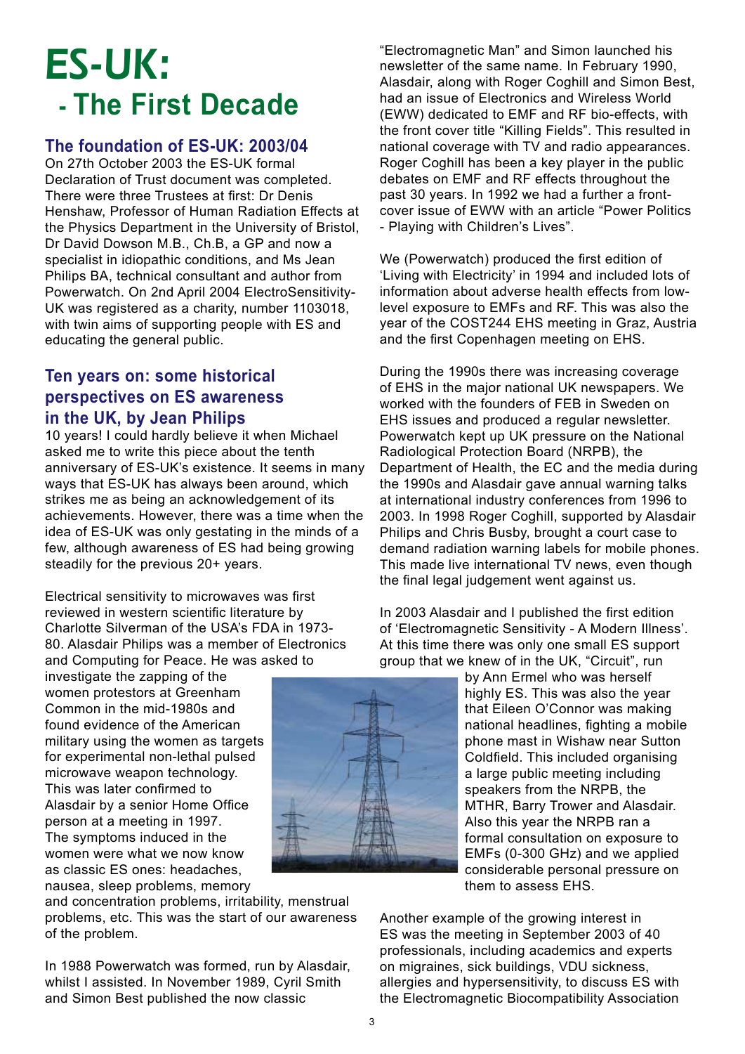# ES-UK:
## - The First Decade

### The foundation of ES-UK: 2003/04

On 27th October 2003 the ES-UK formal Declaration of Trust document was completed. There were three Trustees at first: Dr Denis Henshaw, Professor of Human Radiation Effects at the Physics Department in the University of Bristol, Dr David Dowson M.B., Ch.B, a GP and now a specialist in idiopathic conditions, and Ms Jean Philips BA, technical consultant and author from Powerwatch. On 2nd April 2004 ElectroSensitivity-UK was registered as a charity, number 1103018, with twin aims of supporting people with ES and educating the general public.

### Ten years on: some historical perspectives on ES awareness in the UK, by Jean Philips

10 years! I could hardly believe it when Michael asked me to write this piece about the tenth anniversary of ES-UK's existence. It seems in many ways that ES-UK has always been around, which strikes me as being an acknowledgement of its achievements. However, there was a time when the idea of ES-UK was only gestating in the minds of a few, although awareness of ES had being growing steadily for the previous 20+ years.

Electrical sensitivity to microwaves was first reviewed in western scientific literature by Charlotte Silverman of the USA's FDA in 1973-80. Alasdair Philips was a member of Electronics and Computing for Peace. He was asked to investigate the zapping of the women protestors at Greenham Common in the mid-1980s and found evidence of the American military using the women as targets for experimental non-lethal pulsed microwave weapon technology. This was later confirmed to Alasdair by a senior Home Office person at a meeting in 1997. The symptoms induced in the women were what we now know as classic ES ones: headaches, nausea, sleep problems, memory and concentration problems, irritability, menstrual problems, etc. This was the start of our awareness of the problem.

In 1988 Powerwatch was formed, run by Alasdair, whilst I assisted. In November 1989, Cyril Smith and Simon Best published the now classic "Electromagnetic Man" and Simon launched his newsletter of the same name. In February 1990, Alasdair, along with Roger Coghill and Simon Best, had an issue of Electronics and Wireless World (EWW) dedicated to EMF and RF bio-effects, with the front cover title "Killing Fields". This resulted in national coverage with TV and radio appearances. Roger Coghill has been a key player in the public debates on EMF and RF effects throughout the past 30 years. In 1992 we had a further a front-cover issue of EWW with an article "Power Politics - Playing with Children's Lives".

We (Powerwatch) produced the first edition of 'Living with Electricity' in 1994 and included lots of information about adverse health effects from low-level exposure to EMFs and RF. This was also the year of the COST244 EHS meeting in Graz, Austria and the first Copenhagen meeting on EHS.

During the 1990s there was increasing coverage of EHS in the major national UK newspapers. We worked with the founders of FEB in Sweden on EHS issues and produced a regular newsletter. Powerwatch kept up UK pressure on the National Radiological Protection Board (NRPB), the Department of Health, the EC and the media during the 1990s and Alasdair gave annual warning talks at international industry conferences from 1996 to 2003. In 1998 Roger Coghill, supported by Alasdair Philips and Chris Busby, brought a court case to demand radiation warning labels for mobile phones. This made live international TV news, even though the final legal judgement went against us.

In 2003 Alasdair and I published the first edition of 'Electromagnetic Sensitivity - A Modern Illness'. At this time there was only one small ES support group that we knew of in the UK, "Circuit", run by Ann Ermel who was herself highly ES. This was also the year that Eileen O'Connor was making national headlines, fighting a mobile phone mast in Wishaw near Sutton Coldfield. This included organising a large public meeting including speakers from the NRPB, the MTHR, Barry Trower and Alasdair. Also this year the NRPB ran a formal consultation on exposure to EMFs (0-300 GHz) and we applied considerable personal pressure on them to assess EHS.

Another example of the growing interest in ES was the meeting in September 2003 of 40 professionals, including academics and experts on migraines, sick buildings, VDU sickness, allergies and hypersensitivity, to discuss ES with the Electromagnetic Biocompatibility Association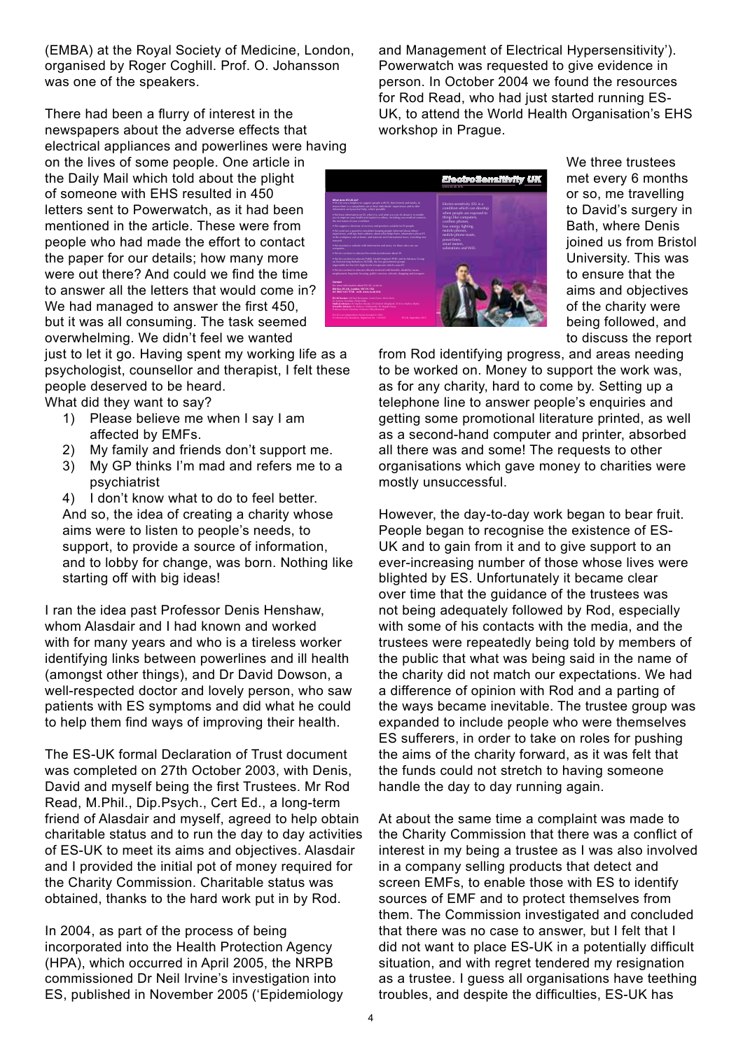(EMBA) at the Royal Society of Medicine, London, organised by Roger Coghill. Prof. O. Johansson was one of the speakers.

There had been a flurry of interest in the newspapers about the adverse effects that electrical appliances and powerlines were having on the lives of some people. One article in the Daily Mail which told about the plight of someone with EHS resulted in 450 letters sent to Powerwatch, as it had been mentioned in the article. These were from people who had made the effort to contact the paper for our details; how many more were out there? And could we find the time to answer all the letters that would come in? We had managed to answer the first 450, but it was all consuming. The task seemed overwhelming. We didn't feel we wanted just to let it go. Having spent my working life as a psychologist, counsellor and therapist, I felt these people deserved to be heard.

What did they want to say?

1) Please believe me when I say I am affected by EMFs.
2) My family and friends don't support me.
3) My GP thinks I'm mad and refers me to a psychiatrist
4) I don't know what to do to feel better.

And so, the idea of creating a charity whose aims were to listen to people's needs, to support, to provide a source of information, and to lobby for change, was born. Nothing like starting off with big ideas!

I ran the idea past Professor Denis Henshaw, whom Alasdair and I had known and worked with for many years and who is a tireless worker identifying links between powerlines and ill health (amongst other things), and Dr David Dowson, a well-respected doctor and lovely person, who saw patients with ES symptoms and did what he could to help them find ways of improving their health.

The ES-UK formal Declaration of Trust document was completed on 27th October 2003, with Denis, David and myself being the first Trustees. Mr Rod Read, M.Phil., Dip.Psych., Cert Ed., a long-term friend of Alasdair and myself, agreed to help obtain charitable status and to run the day to day activities of ES-UK to meet its aims and objectives. Alasdair and I provided the initial pot of money required for the Charity Commission. Charitable status was obtained, thanks to the hard work put in by Rod.

In 2004, as part of the process of being incorporated into the Health Protection Agency (HPA), which occurred in April 2005, the NRPB commissioned Dr Neil Irvine's investigation into ES, published in November 2005 ('Epidemiology and Management of Electrical Hypersensitivity'). Powerwatch was requested to give evidence in person. In October 2004 we found the resources for Rod Read, who had just started running ES-UK, to attend the World Health Organisation's EHS workshop in Prague.

We three trustees met every 6 months or so, me travelling to David's surgery in Bath, where Denis joined us from Bristol University. This was to ensure that the aims and objectives of the charity were being followed, and to discuss the report from Rod identifying progress, and areas needing to be worked on. Money to support the work was, as for any charity, hard to come by. Setting up a telephone line to answer people's enquiries and getting some promotional literature printed, as well as a second-hand computer and printer, absorbed all there was and some! The requests to other organisations which gave money to charities were mostly unsuccessful.

However, the day-to-day work began to bear fruit. People began to recognise the existence of ES-UK and to gain from it and to give support to an ever-increasing number of those whose lives were blighted by ES. Unfortunately it became clear over time that the guidance of the trustees was not being adequately followed by Rod, especially with some of his contacts with the media, and the trustees were repeatedly being told by members of the public that what was being said in the name of the charity did not match our expectations. We had a difference of opinion with Rod and a parting of the ways became inevitable. The trustee group was expanded to include people who were themselves ES sufferers, in order to take on roles for pushing the aims of the charity forward, as it was felt that the funds could not stretch to having someone handle the day to day running again.

At about the same time a complaint was made to the Charity Commission that there was a conflict of interest in my being a trustee as I was also involved in a company selling products that detect and screen EMFs, to enable those with ES to identify sources of EMF and to protect themselves from them. The Commission investigated and concluded that there was no case to answer, but I felt that I did not want to place ES-UK in a potentially difficult situation, and with regret tendered my resignation as a trustee. I guess all organisations have teething troubles, and despite the difficulties, ES-UK has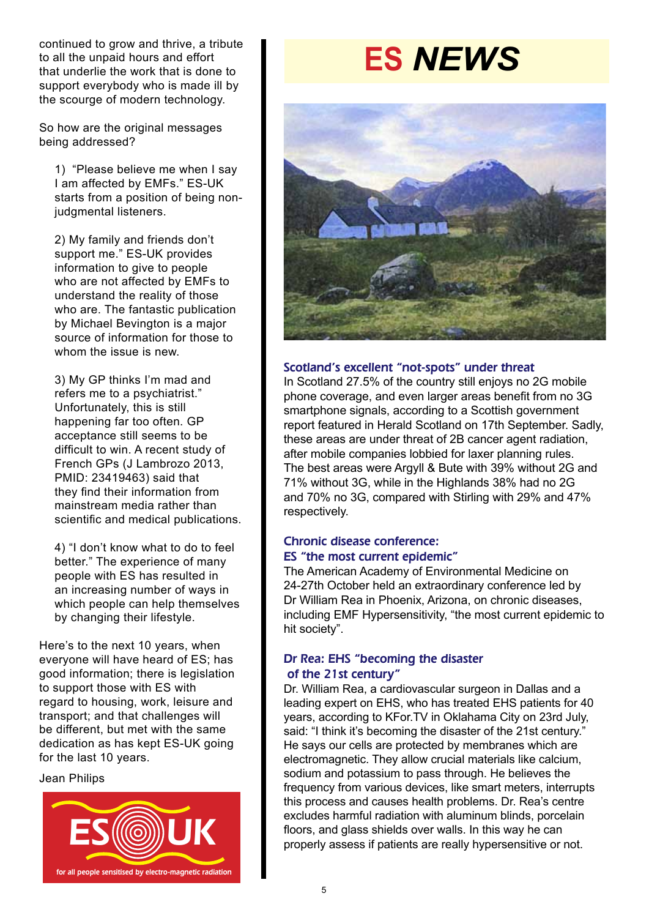continued to grow and thrive, a tribute to all the unpaid hours and effort that underlie the work that is done to support everybody who is made ill by the scourge of modern technology.

So how are the original messages being addressed?

1) "Please believe me when I say I am affected by EMFs." ES-UK starts from a position of being non-judgmental listeners.

2) My family and friends don't support me." ES-UK provides information to give to people who are not affected by EMFs to understand the reality of those who are. The fantastic publication by Michael Bevington is a major source of information for those to whom the issue is new.

3) My GP thinks I'm mad and refers me to a psychiatrist." Unfortunately, this is still happening far too often. GP acceptance still seems to be difficult to win. A recent study of French GPs (J Lambrozo 2013, PMID: 23419463) said that they find their information from mainstream media rather than scientific and medical publications.

4) "I don't know what to do to feel better." The experience of many people with ES has resulted in an increasing number of ways in which people can help themselves by changing their lifestyle.

Here's to the next 10 years, when everyone will have heard of ES; has good information; there is legislation to support those with ES with regard to housing, work, leisure and transport; and that challenges will be different, but met with the same dedication as has kept ES-UK going for the last 10 years.

Jean Philips

ES UK

for all people sensitised by electro-magnetic radiation

# ES *NEWS*

### Scotland's excellent "not-spots" under threat

In Scotland 27.5% of the country still enjoys no 2G mobile phone coverage, and even larger areas benefit from no 3G smartphone signals, according to a Scottish government report featured in Herald Scotland on 17th September. Sadly, these areas are under threat of 2B cancer agent radiation, after mobile companies lobbied for laxer planning rules. The best areas were Argyll & Bute with 39% without 2G and 71% without 3G, while in the Highlands 38% had no 2G and 70% no 3G, compared with Stirling with 29% and 47% respectively.

### Chronic disease conference: ES "the most current epidemic"

The American Academy of Environmental Medicine on 24-27th October held an extraordinary conference led by Dr William Rea in Phoenix, Arizona, on chronic diseases, including EMF Hypersensitivity, "the most current epidemic to hit society".

### Dr Rea: EHS "becoming the disaster of the 21st century"

Dr. William Rea, a cardiovascular surgeon in Dallas and a leading expert on EHS, who has treated EHS patients for 40 years, according to KFor.TV in Oklahoma City on 23rd July, said: "I think it's becoming the disaster of the 21st century." He says our cells are protected by membranes which are electromagnetic. They allow crucial materials like calcium, sodium and potassium to pass through. He believes the frequency from various devices, like smart meters, interrupts this process and causes health problems. Dr. Rea's centre excludes harmful radiation with aluminum blinds, porcelain floors, and glass shields over walls. In this way he can properly assess if patients are really hypersensitive or not.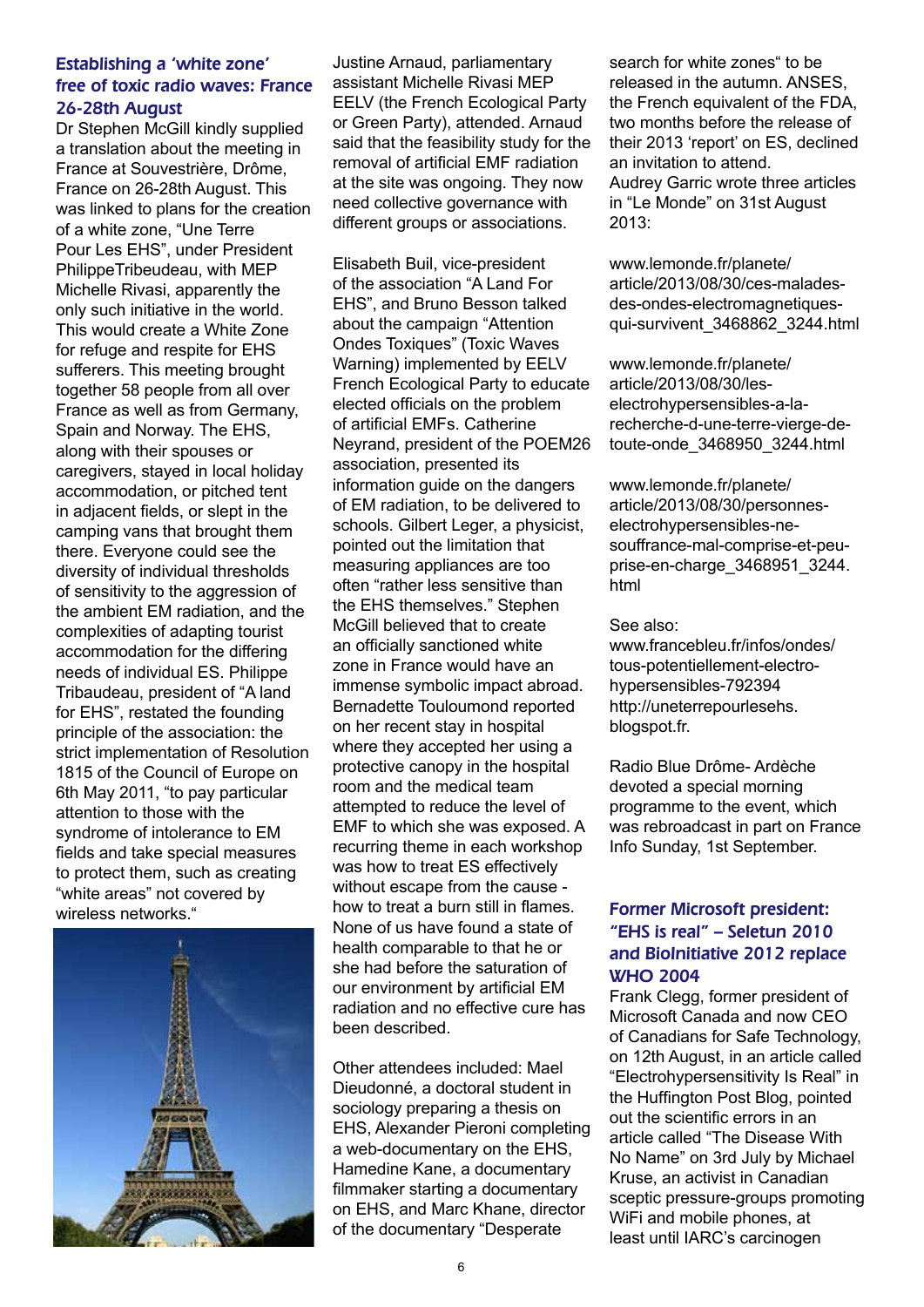### Establishing a 'white zone' free of toxic radio waves: France 26-28th August

Dr Stephen McGill kindly supplied a translation about the meeting in France at Souvestrière, Drôme, France on 26-28th August. This was linked to plans for the creation of a white zone, "Une Terre Pour Les EHS", under President PhilippeTribeudeau, with MEP Michelle Rivasi, apparently the only such initiative in the world. This would create a White Zone for refuge and respite for EHS sufferers. This meeting brought together 58 people from all over France as well as from Germany, Spain and Norway. The EHS, along with their spouses or caregivers, stayed in local holiday accommodation, or pitched tent in adjacent fields, or slept in the camping vans that brought them there. Everyone could see the diversity of individual thresholds of sensitivity to the aggression of the ambient EM radiation, and the complexities of adapting tourist accommodation for the differing needs of individual ES. Philippe Tribaudeau, president of "A land for EHS", restated the founding principle of the association: the strict implementation of Resolution 1815 of the Council of Europe on 6th May 2011, "to pay particular attention to those with the syndrome of intolerance to EM fields and take special measures to protect them, such as creating "white areas" not covered by wireless networks."

Justine Arnaud, parliamentary assistant Michelle Rivasi MEP EELV (the French Ecological Party or Green Party), attended. Arnaud said that the feasibility study for the removal of artificial EMF radiation at the site was ongoing. They now need collective governance with different groups or associations.

Elisabeth Buil, vice-president of the association "A Land For EHS", and Bruno Besson talked about the campaign "Attention Ondes Toxiques" (Toxic Waves Warning) implemented by EELV French Ecological Party to educate elected officials on the problem of artificial EMFs. Catherine Neyrand, president of the POEM26 association, presented its information guide on the dangers of EM radiation, to be delivered to schools. Gilbert Leger, a physicist, pointed out the limitation that measuring appliances are too often "rather less sensitive than the EHS themselves." Stephen McGill believed that to create an officially sanctioned white zone in France would have an immense symbolic impact abroad. Bernadette Touloumond reported on her recent stay in hospital where they accepted her using a protective canopy in the hospital room and the medical team attempted to reduce the level of EMF to which she was exposed. A recurring theme in each workshop was how to treat ES effectively without escape from the cause - how to treat a burn still in flames. None of us have found a state of health comparable to that he or she had before the saturation of our environment by artificial EM radiation and no effective cure has been described.

Other attendees included: Mael Dieudonné, a doctoral student in sociology preparing a thesis on EHS, Alexander Pieroni completing a web-documentary on the EHS, Hamedine Kane, a documentary filmmaker starting a documentary on EHS, and Marc Khane, director of the documentary "Desperate search for white zones" to be released in the autumn. ANSES, the French equivalent of the FDA, two months before the release of their 2013 'report' on ES, declined an invitation to attend.

Audrey Garric wrote three articles in "Le Monde" on 31st August 2013:

www.lemonde.fr/planete/article/2013/08/30/ces-malades-des-ondes-electromagnetiques-qui-survivent_3468862_3244.html

www.lemonde.fr/planete/article/2013/08/30/les-electrohypersensibles-a-la-recherche-d-une-terre-vierge-de-toute-onde_3468950_3244.html

www.lemonde.fr/planete/article/2013/08/30/personnes-electrohypersensibles-ne-souffrance-mal-comprise-et-peu-prise-en-charge_3468951_3244.html

See also:
www.francebleu.fr/infos/ondes/tous-potentiellement-electro-hypersensibles-792394
http://uneterrepourlesehs.blogspot.fr.

Radio Blue Drôme- Ardèche devoted a special morning programme to the event, which was rebroadcast in part on France Info Sunday, 1st September.

### Former Microsoft president: "EHS is real" – Seletun 2010 and BioInitiative 2012 replace WHO 2004

Frank Clegg, former president of Microsoft Canada and now CEO of Canadians for Safe Technology, on 12th August, in an article called "Electrohypersensitivity Is Real" in the Huffington Post Blog, pointed out the scientific errors in an article called "The Disease With No Name" on 3rd July by Michael Kruse, an activist in Canadian sceptic pressure-groups promoting WiFi and mobile phones, at least until IARC's carcinogen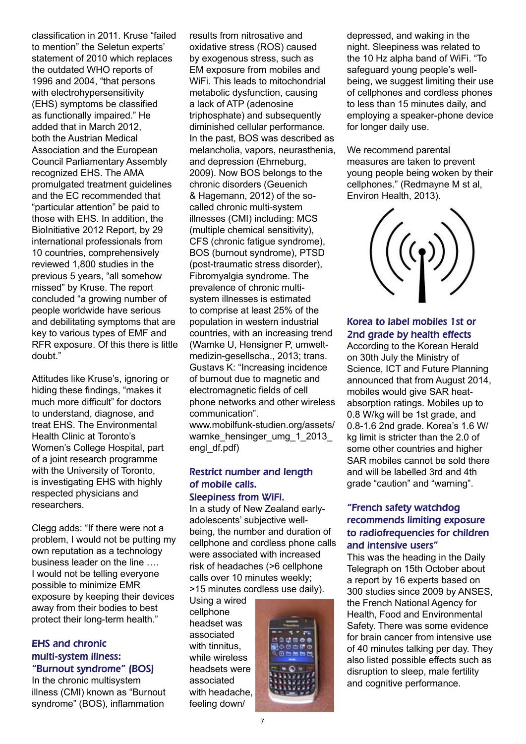classification in 2011. Kruse "failed to mention" the Seletun experts' statement of 2010 which replaces the outdated WHO reports of 1996 and 2004, "that persons with electrohypersensitivity (EHS) symptoms be classified as functionally impaired." He added that in March 2012, both the Austrian Medical Association and the European Council Parliamentary Assembly recognized EHS. The AMA promulgated treatment guidelines and the EC recommended that "particular attention" be paid to those with EHS. In addition, the BioInitiative 2012 Report, by 29 international professionals from 10 countries, comprehensively reviewed 1,800 studies in the previous 5 years, "all somehow missed" by Kruse. The report concluded "a growing number of people worldwide have serious and debilitating symptoms that are key to various types of EMF and RFR exposure. Of this there is little doubt."

Attitudes like Kruse's, ignoring or hiding these findings, "makes it much more difficult" for doctors to understand, diagnose, and treat EHS. The Environmental Health Clinic at Toronto's Women's College Hospital, part of a joint research programme with the University of Toronto, is investigating EHS with highly respected physicians and researchers.

Clegg adds: "If there were not a problem, I would not be putting my own reputation as a technology business leader on the line …. I would not be telling everyone possible to minimize EMR exposure by keeping their devices away from their bodies to best protect their long-term health."

## EHS and chronic multi-system illness: "Burnout syndrome" (BOS)

In the chronic multisystem illness (CMI) known as "Burnout syndrome" (BOS), inflammation results from nitrosative and oxidative stress (ROS) caused by exogenous stress, such as EM exposure from mobiles and WiFi. This leads to mitochondrial metabolic dysfunction, causing a lack of ATP (adenosine triphosphate) and subsequently diminished cellular performance. In the past, BOS was described as melancholia, vapors, neurasthenia, and depression (Ehrneburg, 2009). Now BOS belongs to the chronic disorders (Geuenich & Hagemann, 2012) of the so-called chronic multi-system illnesses (CMI) including: MCS (multiple chemical sensitivity), CFS (chronic fatigue syndrome), BOS (burnout syndrome), PTSD (post-traumatic stress disorder), Fibromyalgia syndrome. The prevalence of chronic multi-system illnesses is estimated to comprise at least 25% of the population in western industrial countries, with an increasing trend (Warnke U, Hensigner P, umwelt-medizin-gesellscha., 2013; trans. Gustavs K: "Increasing incidence of burnout due to magnetic and electromagnetic fields of cell phone networks and other wireless communication". www.mobilfunk-studien.org/assets/warnke_hensinger_umg_1_2013_engl_df.pdf)

## Restrict number and length of mobile calls. Sleepiness from WiFi.

In a study of New Zealand early-adolescents' subjective well-being, the number and duration of cellphone and cordless phone calls were associated with increased risk of headaches (>6 cellphone calls over 10 minutes weekly; >15 minutes cordless use daily). Using a wired cellphone headset was associated with tinnitus, while wireless headsets were associated with headache, feeling down/ depressed, and waking in the night. Sleepiness was related to the 10 Hz alpha band of WiFi. "To safeguard young people's well-being, we suggest limiting their use of cellphones and cordless phones to less than 15 minutes daily, and employing a speaker-phone device for longer daily use.

We recommend parental measures are taken to prevent young people being woken by their cellphones." (Redmayne M st al, Environ Health, 2013).

## Korea to label mobiles 1st or 2nd grade by health effects

According to the Korean Herald on 30th July the Ministry of Science, ICT and Future Planning announced that from August 2014, mobiles would give SAR heat-absorption ratings. Mobiles up to 0.8 W/kg will be 1st grade, and 0.8-1.6 2nd grade. Korea's 1.6 W/kg limit is stricter than the 2.0 of some other countries and higher SAR mobiles cannot be sold there and will be labelled 3rd and 4th grade "caution" and "warning".

## "French safety watchdog recommends limiting exposure to radiofrequencies for children and intensive users"

This was the heading in the Daily Telegraph on 15th October about a report by 16 experts based on 300 studies since 2009 by ANSES, the French National Agency for Health, Food and Environmental Safety. There was some evidence for brain cancer from intensive use of 40 minutes talking per day. They also listed possible effects such as disruption to sleep, male fertility and cognitive performance.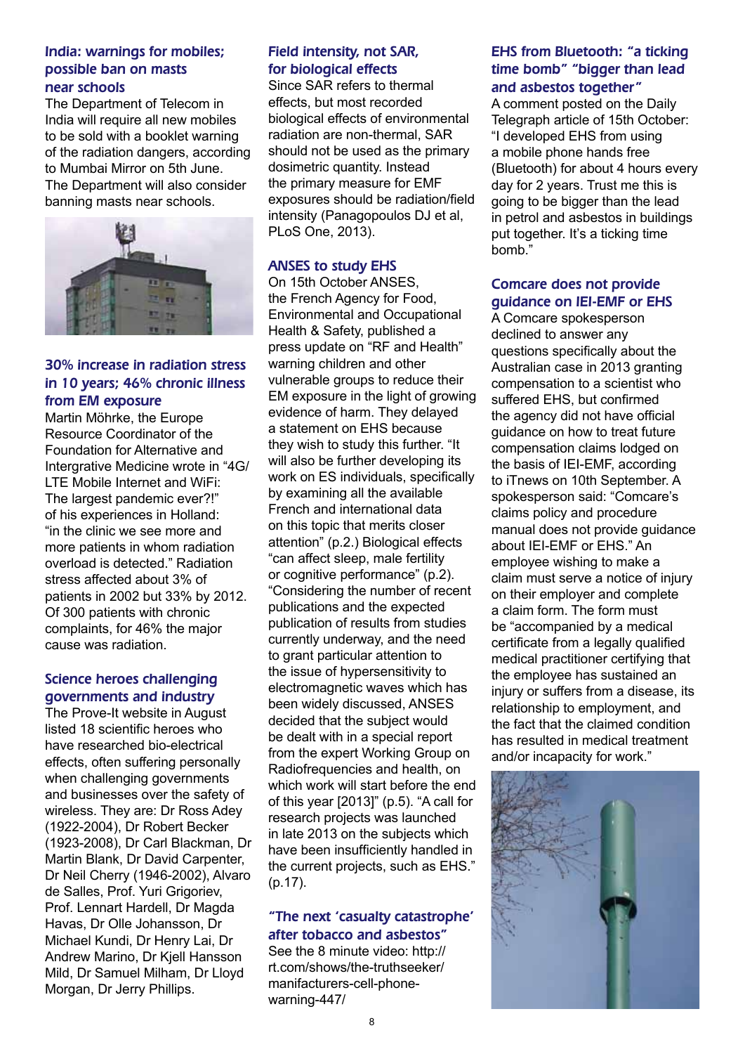## India: warnings for mobiles; possible ban on masts near schools

The Department of Telecom in India will require all new mobiles to be sold with a booklet warning of the radiation dangers, according to Mumbai Mirror on 5th June. The Department will also consider banning masts near schools.

## 30% increase in radiation stress in 10 years; 46% chronic illness from EM exposure

Martin Möhrke, the Europe Resource Coordinator of the Foundation for Alternative and Intergrative Medicine wrote in "4G/ LTE Mobile Internet and WiFi: The largest pandemic ever?!" of his experiences in Holland: "in the clinic we see more and more patients in whom radiation overload is detected." Radiation stress affected about 3% of patients in 2002 but 33% by 2012. Of 300 patients with chronic complaints, for 46% the major cause was radiation.

## Science heroes challenging governments and industry

The Prove-It website in August listed 18 scientific heroes who have researched bio-electrical effects, often suffering personally when challenging governments and businesses over the safety of wireless. They are: Dr Ross Adey (1922-2004), Dr Robert Becker (1923-2008), Dr Carl Blackman, Dr Martin Blank, Dr David Carpenter, Dr Neil Cherry (1946-2002), Alvaro de Salles, Prof. Yuri Grigoriev, Prof. Lennart Hardell, Dr Magda Havas, Dr Olle Johansson, Dr Michael Kundi, Dr Henry Lai, Dr Andrew Marino, Dr Kjell Hansson Mild, Dr Samuel Milham, Dr Lloyd Morgan, Dr Jerry Phillips.

## Field intensity, not SAR, for biological effects

Since SAR refers to thermal effects, but most recorded biological effects of environmental radiation are non-thermal, SAR should not be used as the primary dosimetric quantity. Instead the primary measure for EMF exposures should be radiation/field intensity (Panagopoulos DJ et al, PLoS One, 2013).

## ANSES to study EHS

On 15th October ANSES, the French Agency for Food, Environmental and Occupational Health & Safety, published a press update on "RF and Health" warning children and other vulnerable groups to reduce their EM exposure in the light of growing evidence of harm. They delayed a statement on EHS because they wish to study this further. "It will also be further developing its work on ES individuals, specifically by examining all the available French and international data on this topic that merits closer attention" (p.2.) Biological effects "can affect sleep, male fertility or cognitive performance" (p.2). "Considering the number of recent publications and the expected publication of results from studies currently underway, and the need to grant particular attention to the issue of hypersensitivity to electromagnetic waves which has been widely discussed, ANSES decided that the subject would be dealt with in a special report from the expert Working Group on Radiofrequencies and health, on which work will start before the end of this year [2013]" (p.5). "A call for research projects was launched in late 2013 on the subjects which have been insufficiently handled in the current projects, such as EHS." (p.17).

## "The next 'casualty catastrophe' after tobacco and asbestos"

See the 8 minute video: http://rt.com/shows/the-truthseeker/manifacturers-cell-phone-warning-447/

## EHS from Bluetooth: "a ticking time bomb" "bigger than lead and asbestos together"

A comment posted on the Daily Telegraph article of 15th October: "I developed EHS from using a mobile phone hands free (Bluetooth) for about 4 hours every day for 2 years. Trust me this is going to be bigger than the lead in petrol and asbestos in buildings put together. It's a ticking time bomb."

## Comcare does not provide guidance on IEI-EMF or EHS

A Comcare spokesperson declined to answer any questions specifically about the Australian case in 2013 granting compensation to a scientist who suffered EHS, but confirmed the agency did not have official guidance on how to treat future compensation claims lodged on the basis of IEI-EMF, according to iTnews on 10th September. A spokesperson said: "Comcare's claims policy and procedure manual does not provide guidance about IEI-EMF or EHS." An employee wishing to make a claim must serve a notice of injury on their employer and complete a claim form. The form must be "accompanied by a medical certificate from a legally qualified medical practitioner certifying that the employee has sustained an injury or suffers from a disease, its relationship to employment, and the fact that the claimed condition has resulted in medical treatment and/or incapacity for work."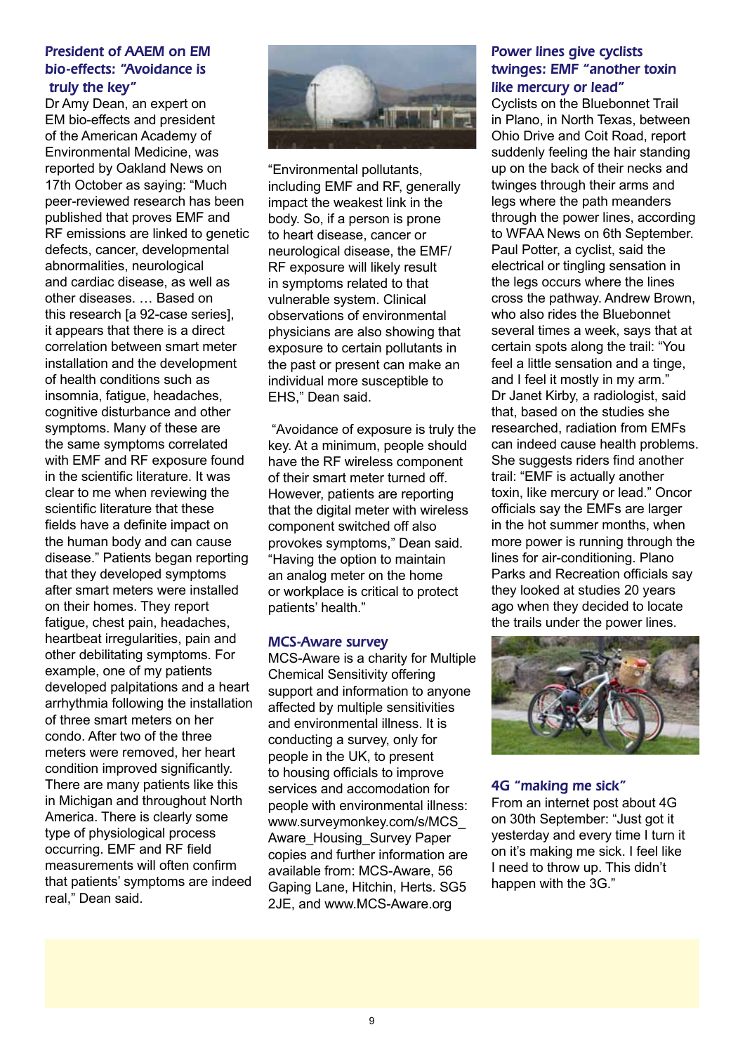### President of AAEM on EM bio-effects: "Avoidance is truly the key"

Dr Amy Dean, an expert on EM bio-effects and president of the American Academy of Environmental Medicine, was reported by Oakland News on 17th October as saying: "Much peer-reviewed research has been published that proves EMF and RF emissions are linked to genetic defects, cancer, developmental abnormalities, neurological and cardiac disease, as well as other diseases. … Based on this research [a 92-case series], it appears that there is a direct correlation between smart meter installation and the development of health conditions such as insomnia, fatigue, headaches, cognitive disturbance and other symptoms. Many of these are the same symptoms correlated with EMF and RF exposure found in the scientific literature. It was clear to me when reviewing the scientific literature that these fields have a definite impact on the human body and can cause disease." Patients began reporting that they developed symptoms after smart meters were installed on their homes. They report fatigue, chest pain, headaches, heartbeat irregularities, pain and other debilitating symptoms. For example, one of my patients developed palpitations and a heart arrhythmia following the installation of three smart meters on her condo. After two of the three meters were removed, her heart condition improved significantly. There are many patients like this in Michigan and throughout North America. There is clearly some type of physiological process occurring. EMF and RF field measurements will often confirm that patients' symptoms are indeed real," Dean said.

"Environmental pollutants, including EMF and RF, generally impact the weakest link in the body. So, if a person is prone to heart disease, cancer or neurological disease, the EMF/RF exposure will likely result in symptoms related to that vulnerable system. Clinical observations of environmental physicians are also showing that exposure to certain pollutants in the past or present can make an individual more susceptible to EHS," Dean said.

"Avoidance of exposure is truly the key. At a minimum, people should have the RF wireless component of their smart meter turned off. However, patients are reporting that the digital meter with wireless component switched off also provokes symptoms," Dean said. "Having the option to maintain an analog meter on the home or workplace is critical to protect patients' health."

### MCS-Aware survey

MCS-Aware is a charity for Multiple Chemical Sensitivity offering support and information to anyone affected by multiple sensitivities and environmental illness. It is conducting a survey, only for people in the UK, to present to housing officials to improve services and accomodation for people with environmental illness: www.surveymonkey.com/s/MCS_Aware_Housing_Survey Paper copies and further information are available from: MCS-Aware, 56 Gaping Lane, Hitchin, Herts. SG5 2JE, and www.MCS-Aware.org

### Power lines give cyclists twinges: EMF "another toxin like mercury or lead"

Cyclists on the Bluebonnet Trail in Plano, in North Texas, between Ohio Drive and Coit Road, report suddenly feeling the hair standing up on the back of their necks and twinges through their arms and legs where the path meanders through the power lines, according to WFAA News on 6th September. Paul Potter, a cyclist, said the electrical or tingling sensation in the legs occurs where the lines cross the pathway. Andrew Brown, who also rides the Bluebonnet several times a week, says that at certain spots along the trail: "You feel a little sensation and a tinge, and I feel it mostly in my arm." Dr Janet Kirby, a radiologist, said that, based on the studies she researched, radiation from EMFs can indeed cause health problems. She suggests riders find another trail: "EMF is actually another toxin, like mercury or lead." Oncor officials say the EMFs are larger in the hot summer months, when more power is running through the lines for air-conditioning. Plano Parks and Recreation officials say they looked at studies 20 years ago when they decided to locate the trails under the power lines.

### 4G "making me sick"

From an internet post about 4G on 30th September: "Just got it yesterday and every time I turn it on it's making me sick. I feel like I need to throw up. This didn't happen with the 3G."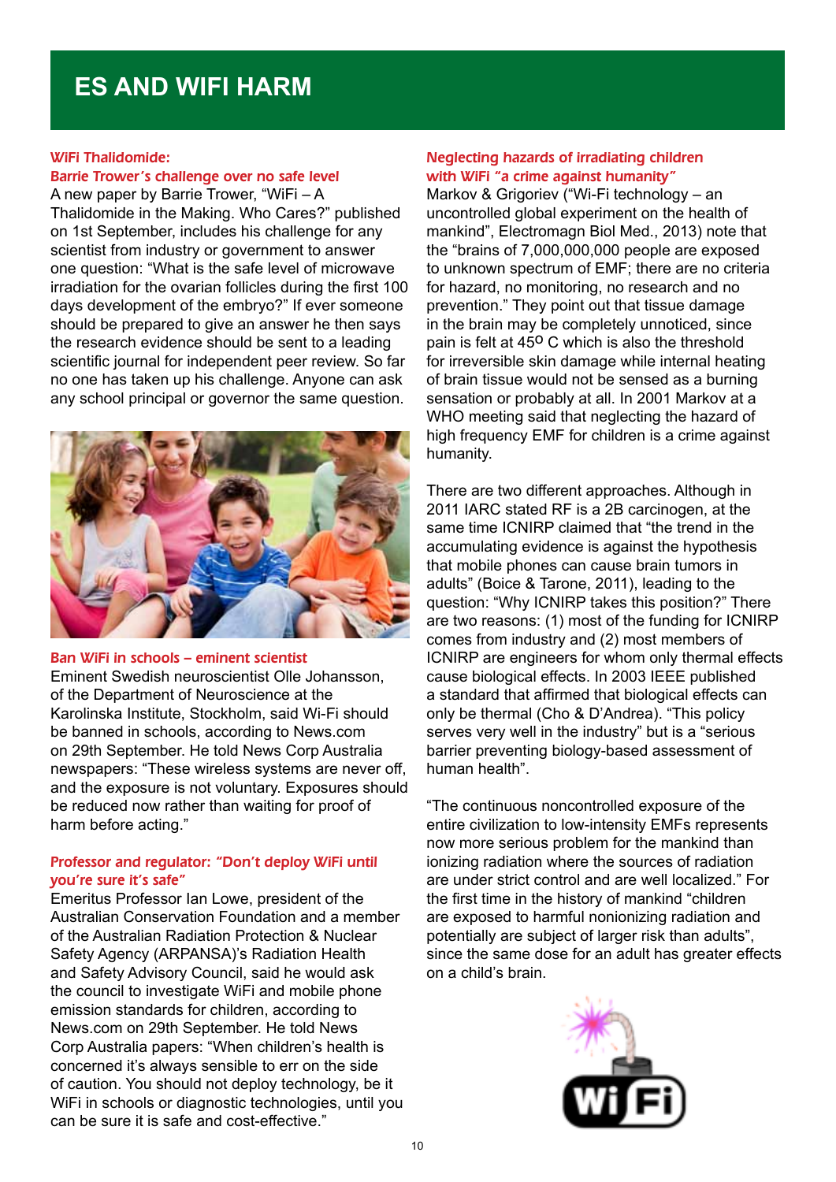# ES AND WIFI HARM

### WiFi Thalidomide: Barrie Trower's challenge over no safe level

A new paper by Barrie Trower, "WiFi – A Thalidomide in the Making. Who Cares?" published on 1st September, includes his challenge for any scientist from industry or government to answer one question: "What is the safe level of microwave irradiation for the ovarian follicles during the first 100 days development of the embryo?" If ever someone should be prepared to give an answer he then says the research evidence should be sent to a leading scientific journal for independent peer review. So far no one has taken up his challenge. Anyone can ask any school principal or governor the same question.

### Ban WiFi in schools – eminent scientist

Eminent Swedish neuroscientist Olle Johansson, of the Department of Neuroscience at the Karolinska Institute, Stockholm, said Wi-Fi should be banned in schools, according to News.com on 29th September. He told News Corp Australia newspapers: "These wireless systems are never off, and the exposure is not voluntary. Exposures should be reduced now rather than waiting for proof of harm before acting."

### Professor and regulator: "Don't deploy WiFi until you're sure it's safe"

Emeritus Professor Ian Lowe, president of the Australian Conservation Foundation and a member of the Australian Radiation Protection & Nuclear Safety Agency (ARPANSA)'s Radiation Health and Safety Advisory Council, said he would ask the council to investigate WiFi and mobile phone emission standards for children, according to News.com on 29th September. He told News Corp Australia papers: "When children's health is concerned it's always sensible to err on the side of caution. You should not deploy technology, be it WiFi in schools or diagnostic technologies, until you can be sure it is safe and cost-effective."

### Neglecting hazards of irradiating children with WiFi "a crime against humanity"

Markov & Grigoriev ("Wi-Fi technology – an uncontrolled global experiment on the health of mankind", Electromagn Biol Med., 2013) note that the "brains of 7,000,000,000 people are exposed to unknown spectrum of EMF; there are no criteria for hazard, no monitoring, no research and no prevention." They point out that tissue damage in the brain may be completely unnoticed, since pain is felt at 45° C which is also the threshold for irreversible skin damage while internal heating of brain tissue would not be sensed as a burning sensation or probably at all. In 2001 Markov at a WHO meeting said that neglecting the hazard of high frequency EMF for children is a crime against humanity.

There are two different approaches. Although in 2011 IARC stated RF is a 2B carcinogen, at the same time ICNIRP claimed that "the trend in the accumulating evidence is against the hypothesis that mobile phones can cause brain tumors in adults" (Boice & Tarone, 2011), leading to the question: "Why ICNIRP takes this position?" There are two reasons: (1) most of the funding for ICNIRP comes from industry and (2) most members of ICNIRP are engineers for whom only thermal effects cause biological effects. In 2003 IEEE published a standard that affirmed that biological effects can only be thermal (Cho & D'Andrea). "This policy serves very well in the industry" but is a "serious barrier preventing biology-based assessment of human health".

"The continuous noncontrolled exposure of the entire civilization to low-intensity EMFs represents now more serious problem for the mankind than ionizing radiation where the sources of radiation are under strict control and are well localized." For the first time in the history of mankind "children are exposed to harmful nonionizing radiation and potentially are subject of larger risk than adults", since the same dose for an adult has greater effects on a child's brain.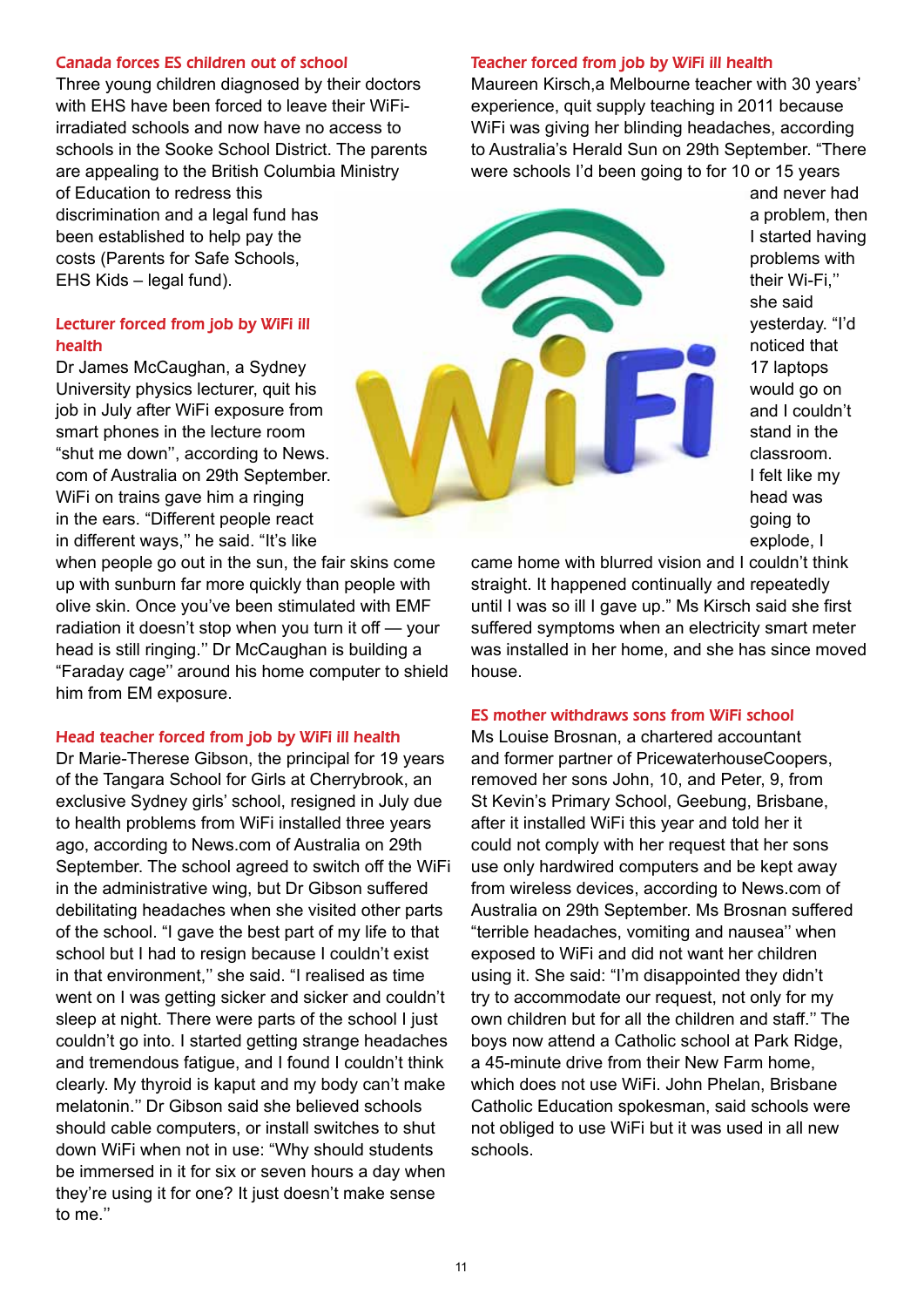### Canada forces ES children out of school

Three young children diagnosed by their doctors with EHS have been forced to leave their WiFi-irradiated schools and now have no access to schools in the Sooke School District. The parents are appealing to the British Columbia Ministry of Education to redress this discrimination and a legal fund has been established to help pay the costs (Parents for Safe Schools, EHS Kids – legal fund).

### Lecturer forced from job by WiFi ill health

Dr James McCaughan, a Sydney University physics lecturer, quit his job in July after WiFi exposure from smart phones in the lecture room "shut me down'', according to News.com of Australia on 29th September. WiFi on trains gave him a ringing in the ears. "Different people react in different ways,'' he said. "It's like when people go out in the sun, the fair skins come up with sunburn far more quickly than people with olive skin. Once you've been stimulated with EMF radiation it doesn't stop when you turn it off — your head is still ringing.'' Dr McCaughan is building a "Faraday cage'' around his home computer to shield him from EM exposure.

### Head teacher forced from job by WiFi ill health

Dr Marie-Therese Gibson, the principal for 19 years of the Tangara School for Girls at Cherrybrook, an exclusive Sydney girls' school, resigned in July due to health problems from WiFi installed three years ago, according to News.com of Australia on 29th September. The school agreed to switch off the WiFi in the administrative wing, but Dr Gibson suffered debilitating headaches when she visited other parts of the school. "I gave the best part of my life to that school but I had to resign because I couldn't exist in that environment,'' she said. "I realised as time went on I was getting sicker and sicker and couldn't sleep at night. There were parts of the school I just couldn't go into. I started getting strange headaches and tremendous fatigue, and I found I couldn't think clearly. My thyroid is kaput and my body can't make melatonin.'' Dr Gibson said she believed schools should cable computers, or install switches to shut down WiFi when not in use: "Why should students be immersed in it for six or seven hours a day when they're using it for one? It just doesn't make sense to me.''

### Teacher forced from job by WiFi ill health

Maureen Kirsch,a Melbourne teacher with 30 years' experience, quit supply teaching in 2011 because WiFi was giving her blinding headaches, according to Australia's Herald Sun on 29th September. "There were schools I'd been going to for 10 or 15 years and never had a problem, then I started having problems with their Wi-Fi,'' she said yesterday. "I'd noticed that 17 laptops would go on and I couldn't stand in the classroom. I felt like my head was going to explode, I came home with blurred vision and I couldn't think straight. It happened continually and repeatedly until I was so ill I gave up." Ms Kirsch said she first suffered symptoms when an electricity smart meter was installed in her home, and she has since moved house.

### ES mother withdraws sons from WiFi school

Ms Louise Brosnan, a chartered accountant and former partner of PricewaterhouseCoopers, removed her sons John, 10, and Peter, 9, from St Kevin's Primary School, Geebung, Brisbane, after it installed WiFi this year and told her it could not comply with her request that her sons use only hardwired computers and be kept away from wireless devices, according to News.com of Australia on 29th September. Ms Brosnan suffered "terrible headaches, vomiting and nausea'' when exposed to WiFi and did not want her children using it. She said: "I'm disappointed they didn't try to accommodate our request, not only for my own children but for all the children and staff.'' The boys now attend a Catholic school at Park Ridge, a 45-minute drive from their New Farm home, which does not use WiFi. John Phelan, Brisbane Catholic Education spokesman, said schools were not obliged to use WiFi but it was used in all new schools.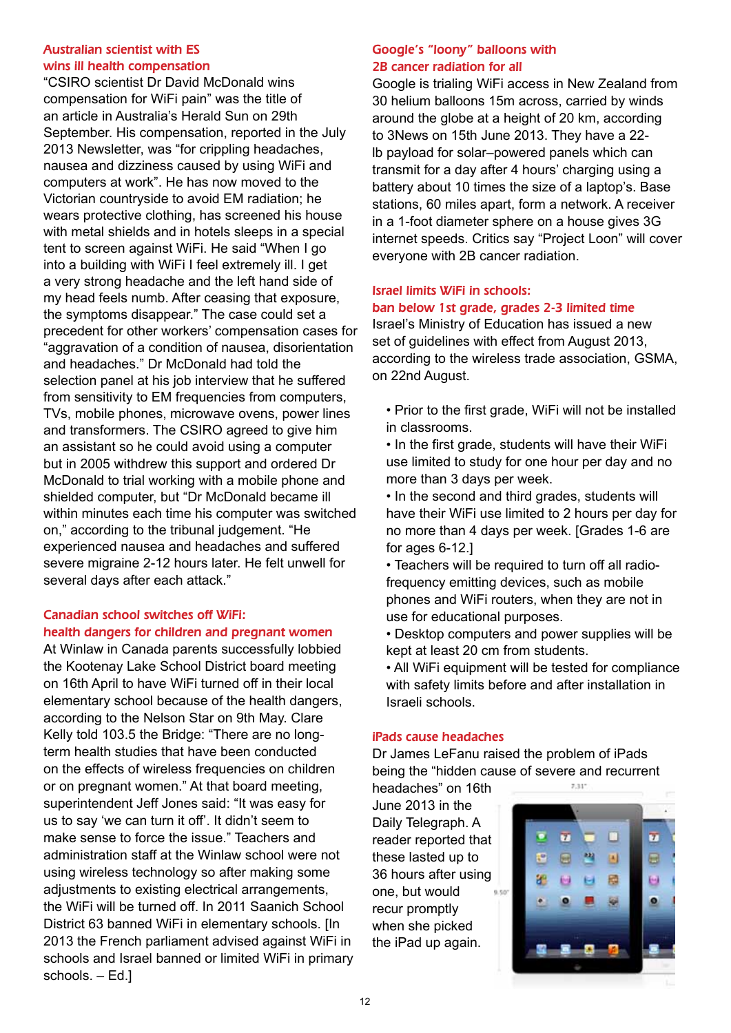### Australian scientist with ES wins ill health compensation

"CSIRO scientist Dr David McDonald wins compensation for WiFi pain" was the title of an article in Australia's Herald Sun on 29th September. His compensation, reported in the July 2013 Newsletter, was "for crippling headaches, nausea and dizziness caused by using WiFi and computers at work". He has now moved to the Victorian countryside to avoid EM radiation; he wears protective clothing, has screened his house with metal shields and in hotels sleeps in a special tent to screen against WiFi. He said "When I go into a building with WiFi I feel extremely ill. I get a very strong headache and the left hand side of my head feels numb. After ceasing that exposure, the symptoms disappear." The case could set a precedent for other workers' compensation cases for "aggravation of a condition of nausea, disorientation and headaches." Dr McDonald had told the selection panel at his job interview that he suffered from sensitivity to EM frequencies from computers, TVs, mobile phones, microwave ovens, power lines and transformers. The CSIRO agreed to give him an assistant so he could avoid using a computer but in 2005 withdrew this support and ordered Dr McDonald to trial working with a mobile phone and shielded computer, but "Dr McDonald became ill within minutes each time his computer was switched on," according to the tribunal judgement. "He experienced nausea and headaches and suffered severe migraine 2-12 hours later. He felt unwell for several days after each attack."

### Canadian school switches off WiFi: health dangers for children and pregnant women

At Winlaw in Canada parents successfully lobbied the Kootenay Lake School District board meeting on 16th April to have WiFi turned off in their local elementary school because of the health dangers, according to the Nelson Star on 9th May. Clare Kelly told 103.5 the Bridge: "There are no long-term health studies that have been conducted on the effects of wireless frequencies on children or on pregnant women." At that board meeting, superintendent Jeff Jones said: "It was easy for us to say 'we can turn it off'. It didn't seem to make sense to force the issue." Teachers and administration staff at the Winlaw school were not using wireless technology so after making some adjustments to existing electrical arrangements, the WiFi will be turned off. In 2011 Saanich School District 63 banned WiFi in elementary schools. [In 2013 the French parliament advised against WiFi in schools and Israel banned or limited WiFi in primary schools. – Ed.]

### Google's "loony" balloons with 2B cancer radiation for all

Google is trialing WiFi access in New Zealand from 30 helium balloons 15m across, carried by winds around the globe at a height of 20 km, according to 3News on 15th June 2013. They have a 22-lb payload for solar–powered panels which can transmit for a day after 4 hours' charging using a battery about 10 times the size of a laptop's. Base stations, 60 miles apart, form a network. A receiver in a 1-foot diameter sphere on a house gives 3G internet speeds. Critics say "Project Loon" will cover everyone with 2B cancer radiation.

### Israel limits WiFi in schools: ban below 1st grade, grades 2-3 limited time

Israel's Ministry of Education has issued a new set of guidelines with effect from August 2013, according to the wireless trade association, GSMA, on 22nd August.

- Prior to the first grade, WiFi will not be installed in classrooms.
- In the first grade, students will have their WiFi use limited to study for one hour per day and no more than 3 days per week.
- In the second and third grades, students will have their WiFi use limited to 2 hours per day for no more than 4 days per week. [Grades 1-6 are for ages 6-12.]
- Teachers will be required to turn off all radio-frequency emitting devices, such as mobile phones and WiFi routers, when they are not in use for educational purposes.
- Desktop computers and power supplies will be kept at least 20 cm from students.
- All WiFi equipment will be tested for compliance with safety limits before and after installation in Israeli schools.

### iPads cause headaches

Dr James LeFanu raised the problem of iPads being the "hidden cause of severe and recurrent headaches" on 16th June 2013 in the Daily Telegraph. A reader reported that these lasted up to 36 hours after using one, but would recur promptly when she picked the iPad up again.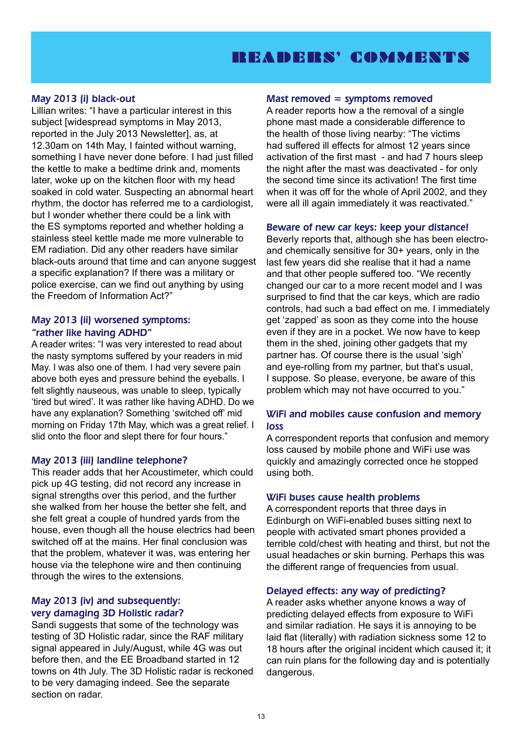# READERS' COMMENTS

### May 2013 (i) black-out

Lillian writes: "I have a particular interest in this subject [widespread symptoms in May 2013, reported in the July 2013 Newsletter], as, at 12.30am on 14th May, I fainted without warning, something I have never done before. I had just filled the kettle to make a bedtime drink and, moments later, woke up on the kitchen floor with my head soaked in cold water. Suspecting an abnormal heart rhythm, the doctor has referred me to a cardiologist, but I wonder whether there could be a link with the ES symptoms reported and whether holding a stainless steel kettle made me more vulnerable to EM radiation. Did any other readers have similar black-outs around that time and can anyone suggest a specific explanation? If there was a military or police exercise, can we find out anything by using the Freedom of Information Act?"

### May 2013 (ii) worsened symptoms: "rather like having ADHD"

A reader writes: "I was very interested to read about the nasty symptoms suffered by your readers in mid May. I was also one of them. I had very severe pain above both eyes and pressure behind the eyeballs. I felt slightly nauseous, was unable to sleep, typically 'tired but wired'. It was rather like having ADHD. Do we have any explanation? Something 'switched off' mid morning on Friday 17th May, which was a great relief. I slid onto the floor and slept there for four hours."

### May 2013 (iii) landline telephone?

This reader adds that her Acoustimeter, which could pick up 4G testing, did not record any increase in signal strengths over this period, and the further she walked from her house the better she felt, and she felt great a couple of hundred yards from the house, even though all the house electrics had been switched off at the mains. Her final conclusion was that the problem, whatever it was, was entering her house via the telephone wire and then continuing through the wires to the extensions.

### May 2013 (iv) and subsequently: very damaging 3D Holistic radar?

Sandi suggests that some of the technology was testing of 3D Holistic radar, since the RAF military signal appeared in July/August, while 4G was out before then, and the EE Broadband started in 12 towns on 4th July. The 3D Holistic radar is reckoned to be very damaging indeed. See the separate section on radar.

### Mast removed = symptoms removed

A reader reports how a the removal of a single phone mast made a considerable difference to the health of those living nearby: "The victims had suffered ill effects for almost 12 years since activation of the first mast - and had 7 hours sleep the night after the mast was deactivated - for only the second time since its activation! The first time when it was off for the whole of April 2002, and they were all ill again immediately it was reactivated."

### Beware of new car keys: keep your distance!

Beverly reports that, although she has been electro- and chemically sensitive for 30+ years, only in the last few years did she realise that it had a name and that other people suffered too. "We recently changed our car to a more recent model and I was surprised to find that the car keys, which are radio controls, had such a bad effect on me. I immediately get 'zapped' as soon as they come into the house even if they are in a pocket. We now have to keep them in the shed, joining other gadgets that my partner has. Of course there is the usual 'sigh' and eye-rolling from my partner, but that's usual, I suppose. So please, everyone, be aware of this problem which may not have occurred to you."

### WiFi and mobiles cause confusion and memory loss

A correspondent reports that confusion and memory loss caused by mobile phone and WiFi use was quickly and amazingly corrected once he stopped using both.

### WiFi buses cause health problems

A correspondent reports that three days in Edinburgh on WiFi-enabled buses sitting next to people with activated smart phones provided a terrible cold/chest with heating and thirst, but not the usual headaches or skin burning. Perhaps this was the different range of frequencies from usual.

### Delayed effects: any way of predicting?

A reader asks whether anyone knows a way of predicting delayed effects from exposure to WiFi and similar radiation. He says it is annoying to be laid flat (literally) with radiation sickness some 12 to 18 hours after the original incident which caused it; it can ruin plans for the following day and is potentially dangerous.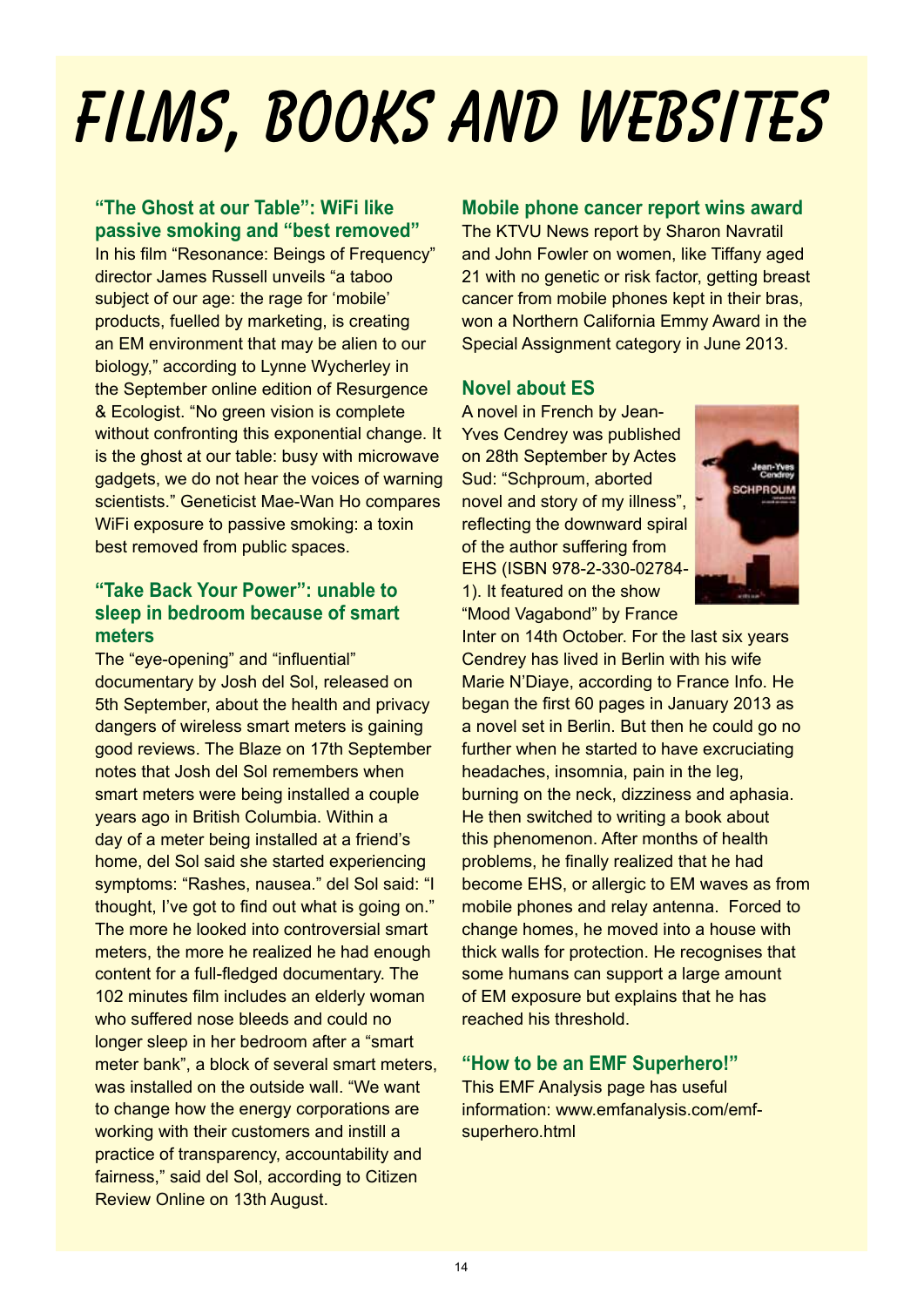# FILMS, BOOKS AND WEBSITES

### "The Ghost at our Table": WiFi like passive smoking and "best removed"

In his film "Resonance: Beings of Frequency" director James Russell unveils "a taboo subject of our age: the rage for 'mobile' products, fuelled by marketing, is creating an EM environment that may be alien to our biology," according to Lynne Wycherley in the September online edition of Resurgence & Ecologist. "No green vision is complete without confronting this exponential change. It is the ghost at our table: busy with microwave gadgets, we do not hear the voices of warning scientists." Geneticist Mae-Wan Ho compares WiFi exposure to passive smoking: a toxin best removed from public spaces.

### "Take Back Your Power": unable to sleep in bedroom because of smart meters

The "eye-opening" and "influential" documentary by Josh del Sol, released on 5th September, about the health and privacy dangers of wireless smart meters is gaining good reviews. The Blaze on 17th September notes that Josh del Sol remembers when smart meters were being installed a couple years ago in British Columbia. Within a day of a meter being installed at a friend's home, del Sol said she started experiencing symptoms: "Rashes, nausea." del Sol said: "I thought, I've got to find out what is going on." The more he looked into controversial smart meters, the more he realized he had enough content for a full-fledged documentary. The 102 minutes film includes an elderly woman who suffered nose bleeds and could no longer sleep in her bedroom after a "smart meter bank", a block of several smart meters, was installed on the outside wall. "We want to change how the energy corporations are working with their customers and instill a practice of transparency, accountability and fairness," said del Sol, according to Citizen Review Online on 13th August.

### Mobile phone cancer report wins award

The KTVU News report by Sharon Navratil and John Fowler on women, like Tiffany aged 21 with no genetic or risk factor, getting breast cancer from mobile phones kept in their bras, won a Northern California Emmy Award in the Special Assignment category in June 2013.

### Novel about ES

A novel in French by Jean-Yves Cendrey was published on 28th September by Actes Sud: "Schproum, aborted novel and story of my illness", reflecting the downward spiral of the author suffering from EHS (ISBN 978-2-330-02784-1). It featured on the show "Mood Vagabond" by France Inter on 14th October. For the last six years Cendrey has lived in Berlin with his wife Marie N'Diaye, according to France Info. He began the first 60 pages in January 2013 as a novel set in Berlin. But then he could go no further when he started to have excruciating headaches, insomnia, pain in the leg, burning on the neck, dizziness and aphasia. He then switched to writing a book about this phenomenon. After months of health problems, he finally realized that he had become EHS, or allergic to EM waves as from mobile phones and relay antenna. Forced to change homes, he moved into a house with thick walls for protection. He recognises that some humans can support a large amount of EM exposure but explains that he has reached his threshold.

### "How to be an EMF Superhero!"

This EMF Analysis page has useful information: www.emfanalysis.com/emf-superhero.html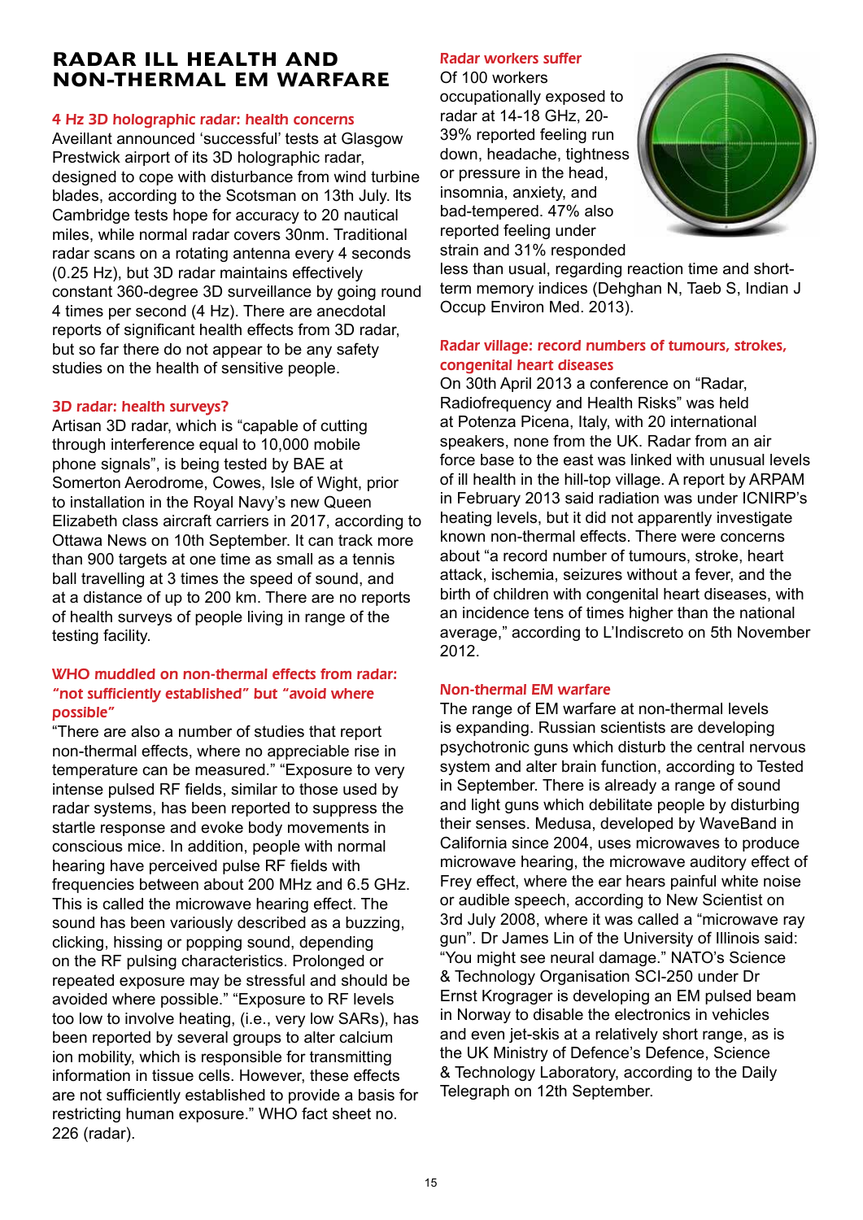# RADAR ILL HEALTH AND NON-THERMAL EM WARFARE

### 4 Hz 3D holographic radar: health concerns

Aveillant announced 'successful' tests at Glasgow Prestwick airport of its 3D holographic radar, designed to cope with disturbance from wind turbine blades, according to the Scotsman on 13th July. Its Cambridge tests hope for accuracy to 20 nautical miles, while normal radar covers 30nm. Traditional radar scans on a rotating antenna every 4 seconds (0.25 Hz), but 3D radar maintains effectively constant 360-degree 3D surveillance by going round 4 times per second (4 Hz). There are anecdotal reports of significant health effects from 3D radar, but so far there do not appear to be any safety studies on the health of sensitive people.

### 3D radar: health surveys?

Artisan 3D radar, which is "capable of cutting through interference equal to 10,000 mobile phone signals", is being tested by BAE at Somerton Aerodrome, Cowes, Isle of Wight, prior to installation in the Royal Navy's new Queen Elizabeth class aircraft carriers in 2017, according to Ottawa News on 10th September. It can track more than 900 targets at one time as small as a tennis ball travelling at 3 times the speed of sound, and at a distance of up to 200 km. There are no reports of health surveys of people living in range of the testing facility.

### WHO muddled on non-thermal effects from radar: "not sufficiently established" but "avoid where possible"

"There are also a number of studies that report non-thermal effects, where no appreciable rise in temperature can be measured." "Exposure to very intense pulsed RF fields, similar to those used by radar systems, has been reported to suppress the startle response and evoke body movements in conscious mice. In addition, people with normal hearing have perceived pulse RF fields with frequencies between about 200 MHz and 6.5 GHz. This is called the microwave hearing effect. The sound has been variously described as a buzzing, clicking, hissing or popping sound, depending on the RF pulsing characteristics. Prolonged or repeated exposure may be stressful and should be avoided where possible." "Exposure to RF levels too low to involve heating, (i.e., very low SARs), has been reported by several groups to alter calcium ion mobility, which is responsible for transmitting information in tissue cells. However, these effects are not sufficiently established to provide a basis for restricting human exposure." WHO fact sheet no. 226 (radar).

### Radar workers suffer

Of 100 workers occupationally exposed to radar at 14-18 GHz, 20-39% reported feeling run down, headache, tightness or pressure in the head, insomnia, anxiety, and bad-tempered. 47% also reported feeling under strain and 31% responded less than usual, regarding reaction time and short-term memory indices (Dehghan N, Taeb S, Indian J Occup Environ Med. 2013).

### Radar village: record numbers of tumours, strokes, congenital heart diseases

On 30th April 2013 a conference on "Radar, Radiofrequency and Health Risks" was held at Potenza Picena, Italy, with 20 international speakers, none from the UK. Radar from an air force base to the east was linked with unusual levels of ill health in the hill-top village. A report by ARPAM in February 2013 said radiation was under ICNIRP's heating levels, but it did not apparently investigate known non-thermal effects. There were concerns about "a record number of tumours, stroke, heart attack, ischemia, seizures without a fever, and the birth of children with congenital heart diseases, with an incidence tens of times higher than the national average," according to L'Indiscreto on 5th November 2012.

### Non-thermal EM warfare

The range of EM warfare at non-thermal levels is expanding. Russian scientists are developing psychotronic guns which disturb the central nervous system and alter brain function, according to Tested in September. There is already a range of sound and light guns which debilitate people by disturbing their senses. Medusa, developed by WaveBand in California since 2004, uses microwaves to produce microwave hearing, the microwave auditory effect of Frey effect, where the ear hears painful white noise or audible speech, according to New Scientist on 3rd July 2008, where it was called a "microwave ray gun". Dr James Lin of the University of Illinois said: "You might see neural damage." NATO's Science & Technology Organisation SCI-250 under Dr Ernst Krograger is developing an EM pulsed beam in Norway to disable the electronics in vehicles and even jet-skis at a relatively short range, as is the UK Ministry of Defence's Defence, Science & Technology Laboratory, according to the Daily Telegraph on 12th September.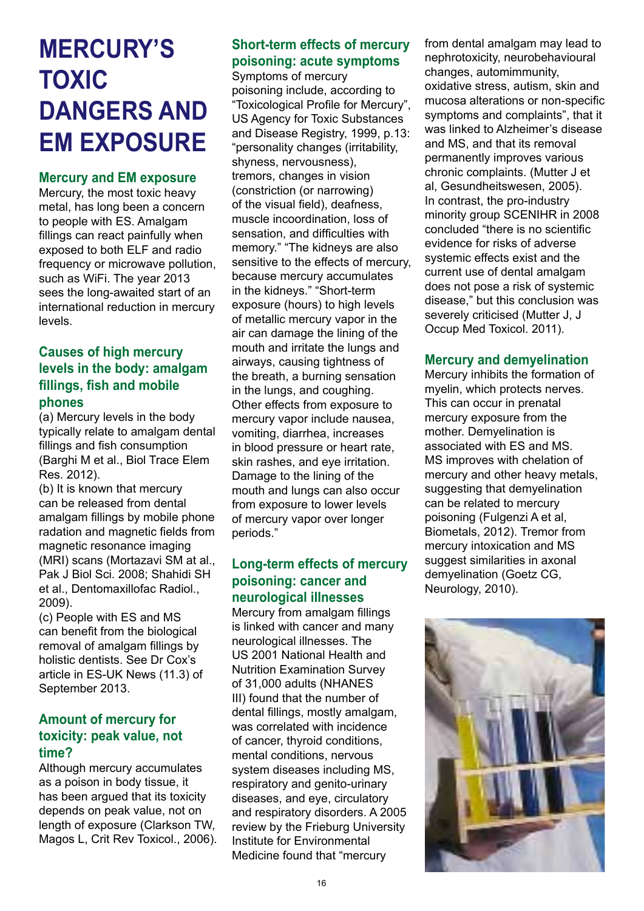# MERCURY'S TOXIC DANGERS AND EM EXPOSURE

## Mercury and EM exposure

Mercury, the most toxic heavy metal, has long been a concern to people with ES. Amalgam fillings can react painfully when exposed to both ELF and radio frequency or microwave pollution, such as WiFi. The year 2013 sees the long-awaited start of an international reduction in mercury levels.

## Causes of high mercury levels in the body: amalgam fillings, fish and mobile phones

(a) Mercury levels in the body typically relate to amalgam dental fillings and fish consumption (Barghi M et al., Biol Trace Elem Res. 2012).

(b) It is known that mercury can be released from dental amalgam fillings by mobile phone radiation and magnetic fields from magnetic resonance imaging (MRI) scans (Mortazavi SM at al., Pak J Biol Sci. 2008; Shahidi SH et al., Dentomaxillofac Radiol., 2009).

(c) People with ES and MS can benefit from the biological removal of amalgam fillings by holistic dentists. See Dr Cox's article in ES-UK News (11.3) of September 2013.

## Amount of mercury for toxicity: peak value, not time?

Although mercury accumulates as a poison in body tissue, it has been argued that its toxicity depends on peak value, not on length of exposure (Clarkson TW, Magos L, Crit Rev Toxicol., 2006).

## Short-term effects of mercury poisoning: acute symptoms

Symptoms of mercury poisoning include, according to "Toxicological Profile for Mercury", US Agency for Toxic Substances and Disease Registry, 1999, p.13: "personality changes (irritability, shyness, nervousness), tremors, changes in vision (constriction (or narrowing) of the visual field), deafness, muscle incoordination, loss of sensation, and difficulties with memory." "The kidneys are also sensitive to the effects of mercury, because mercury accumulates in the kidneys." "Short-term exposure (hours) to high levels of metallic mercury vapor in the air can damage the lining of the mouth and irritate the lungs and airways, causing tightness of the breath, a burning sensation in the lungs, and coughing. Other effects from exposure to mercury vapor include nausea, vomiting, diarrhea, increases in blood pressure or heart rate, skin rashes, and eye irritation. Damage to the lining of the mouth and lungs can also occur from exposure to lower levels of mercury vapor over longer periods."

## Long-term effects of mercury poisoning: cancer and neurological illnesses

Mercury from amalgam fillings is linked with cancer and many neurological illnesses. The US 2001 National Health and Nutrition Examination Survey of 31,000 adults (NHANES III) found that the number of dental fillings, mostly amalgam, was correlated with incidence of cancer, thyroid conditions, mental conditions, nervous system diseases including MS, respiratory and genito-urinary diseases, and eye, circulatory and respiratory disorders. A 2005 review by the Frieburg University Institute for Environmental Medicine found that "mercury from dental amalgam may lead to nephrotoxicity, neurobehavioural changes, automimmunity, oxidative stress, autism, skin and mucosa alterations or non-specific symptoms and complaints", that it was linked to Alzheimer's disease and MS, and that its removal permanently improves various chronic complaints. (Mutter J et al, Gesundheitswesen, 2005). In contrast, the pro-industry minority group SCENIHR in 2008 concluded "there is no scientific evidence for risks of adverse systemic effects exist and the current use of dental amalgam does not pose a risk of systemic disease," but this conclusion was severely criticised (Mutter J, J Occup Med Toxicol. 2011).

## Mercury and demyelination

Mercury inhibits the formation of myelin, which protects nerves. This can occur in prenatal mercury exposure from the mother. Demyelination is associated with ES and MS. MS improves with chelation of mercury and other heavy metals, suggesting that demyelination can be related to mercury poisoning (Fulgenzi A et al, Biometals, 2012). Tremor from mercury intoxication and MS suggest similarities in axonal demyelination (Goetz CG, Neurology, 2010).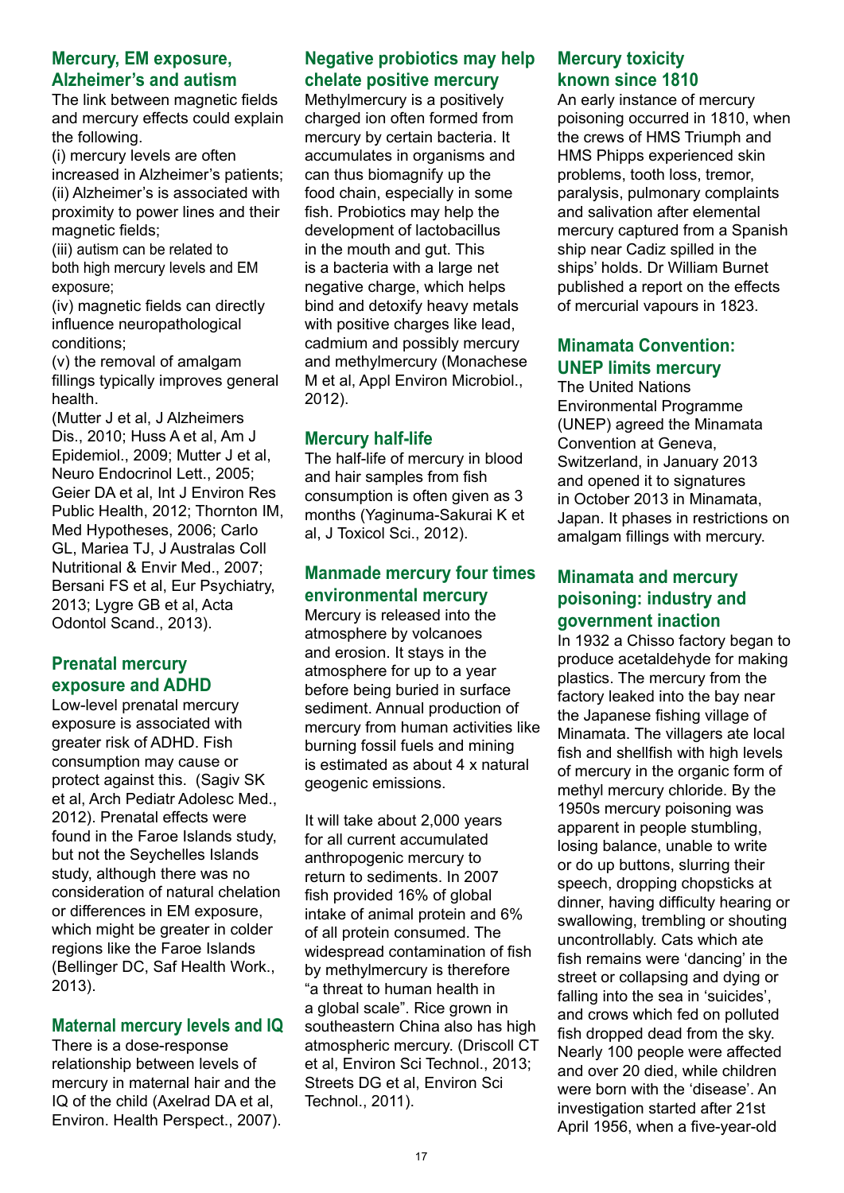## Mercury, EM exposure, Alzheimer's and autism

The link between magnetic fields and mercury effects could explain the following.

(i) mercury levels are often increased in Alzheimer's patients;
(ii) Alzheimer's is associated with proximity to power lines and their magnetic fields;
(iii) autism can be related to both high mercury levels and EM exposure;
(iv) magnetic fields can directly influence neuropathological conditions;
(v) the removal of amalgam fillings typically improves general health.

(Mutter J et al, J Alzheimers Dis., 2010; Huss A et al, Am J Epidemiol., 2009; Mutter J et al, Neuro Endocrinol Lett., 2005; Geier DA et al, Int J Environ Res Public Health, 2012; Thornton IM, Med Hypotheses, 2006; Carlo GL, Mariea TJ, J Australas Coll Nutritional & Envir Med., 2007; Bersani FS et al, Eur Psychiatry, 2013; Lygre GB et al, Acta Odontol Scand., 2013).

## Prenatal mercury exposure and ADHD

Low-level prenatal mercury exposure is associated with greater risk of ADHD. Fish consumption may cause or protect against this. (Sagiv SK et al, Arch Pediatr Adolesc Med., 2012). Prenatal effects were found in the Faroe Islands study, but not the Seychelles Islands study, although there was no consideration of natural chelation or differences in EM exposure, which might be greater in colder regions like the Faroe Islands (Bellinger DC, Saf Health Work., 2013).

## Maternal mercury levels and IQ

There is a dose-response relationship between levels of mercury in maternal hair and the IQ of the child (Axelrad DA et al, Environ. Health Perspect., 2007).

## Negative probiotics may help chelate positive mercury

Methylmercury is a positively charged ion often formed from mercury by certain bacteria. It accumulates in organisms and can thus biomagnify up the food chain, especially in some fish. Probiotics may help the development of lactobacillus in the mouth and gut. This is a bacteria with a large net negative charge, which helps bind and detoxify heavy metals with positive charges like lead, cadmium and possibly mercury and methylmercury (Monachese M et al, Appl Environ Microbiol., 2012).

## Mercury half-life

The half-life of mercury in blood and hair samples from fish consumption is often given as 3 months (Yaginuma-Sakurai K et al, J Toxicol Sci., 2012).

## Manmade mercury four times environmental mercury

Mercury is released into the atmosphere by volcanoes and erosion. It stays in the atmosphere for up to a year before being buried in surface sediment. Annual production of mercury from human activities like burning fossil fuels and mining is estimated as about 4 x natural geogenic emissions.

It will take about 2,000 years for all current accumulated anthropogenic mercury to return to sediments. In 2007 fish provided 16% of global intake of animal protein and 6% of all protein consumed. The widespread contamination of fish by methylmercury is therefore "a threat to human health in a global scale". Rice grown in southeastern China also has high atmospheric mercury. (Driscoll CT et al, Environ Sci Technol., 2013; Streets DG et al, Environ Sci Technol., 2011).

## Mercury toxicity known since 1810

An early instance of mercury poisoning occurred in 1810, when the crews of HMS Triumph and HMS Phipps experienced skin problems, tooth loss, tremor, paralysis, pulmonary complaints and salivation after elemental mercury captured from a Spanish ship near Cadiz spilled in the ships' holds. Dr William Burnet published a report on the effects of mercurial vapours in 1823.

## Minamata Convention: UNEP limits mercury

The United Nations Environmental Programme (UNEP) agreed the Minamata Convention at Geneva, Switzerland, in January 2013 and opened it to signatures in October 2013 in Minamata, Japan. It phases in restrictions on amalgam fillings with mercury.

## Minamata and mercury poisoning: industry and government inaction

In 1932 a Chisso factory began to produce acetaldehyde for making plastics. The mercury from the factory leaked into the bay near the Japanese fishing village of Minamata. The villagers ate local fish and shellfish with high levels of mercury in the organic form of methyl mercury chloride. By the 1950s mercury poisoning was apparent in people stumbling, losing balance, unable to write or do up buttons, slurring their speech, dropping chopsticks at dinner, having difficulty hearing or swallowing, trembling or shouting uncontrollably. Cats which ate fish remains were 'dancing' in the street or collapsing and dying or falling into the sea in 'suicides', and crows which fed on polluted fish dropped dead from the sky. Nearly 100 people were affected and over 20 died, while children were born with the 'disease'. An investigation started after 21st April 1956, when a five-year-old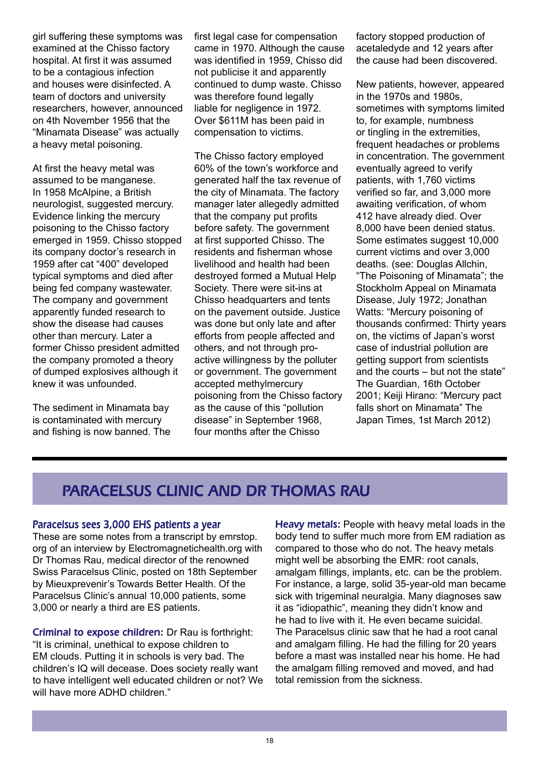girl suffering these symptoms was examined at the Chisso factory hospital. At first it was assumed to be a contagious infection and houses were disinfected. A team of doctors and university researchers, however, announced on 4th November 1956 that the "Minamata Disease" was actually a heavy metal poisoning.

At first the heavy metal was assumed to be manganese. In 1958 McAlpine, a British neurologist, suggested mercury. Evidence linking the mercury poisoning to the Chisso factory emerged in 1959. Chisso stopped its company doctor's research in 1959 after cat "400" developed typical symptoms and died after being fed company wastewater. The company and government apparently funded research to show the disease had causes other than mercury. Later a former Chisso president admitted the company promoted a theory of dumped explosives although it knew it was unfounded.

The sediment in Minamata bay is contaminated with mercury and fishing is now banned. The first legal case for compensation came in 1970. Although the cause was identified in 1959, Chisso did not publicise it and apparently continued to dump waste. Chisso was therefore found legally liable for negligence in 1972. Over $611M has been paid in compensation to victims.

The Chisso factory employed 60% of the town's workforce and generated half the tax revenue of the city of Minamata. The factory manager later allegedly admitted that the company put profits before safety. The government at first supported Chisso. The residents and fisherman whose livelihood and health had been destroyed formed a Mutual Help Society. There were sit-ins at Chisso headquarters and tents on the pavement outside. Justice was done but only late and after efforts from people affected and others, and not through pro-active willingness by the polluter or government. The government accepted methylmercury poisoning from the Chisso factory as the cause of this "pollution disease" in September 1968, four months after the Chisso factory stopped production of acetaledyde and 12 years after the cause had been discovered.

New patients, however, appeared in the 1970s and 1980s, sometimes with symptoms limited to, for example, numbness or tingling in the extremities, frequent headaches or problems in concentration. The government eventually agreed to verify patients, with 1,760 victims verified so far, and 3,000 more awaiting verification, of whom 412 have already died. Over 8,000 have been denied status. Some estimates suggest 10,000 current victims and over 3,000 deaths. (see: Douglas Allchin, "The Poisoning of Minamata"; the Stockholm Appeal on Minamata Disease, July 1972; Jonathan Watts: "Mercury poisoning of thousands confirmed: Thirty years on, the victims of Japan's worst case of industrial pollution are getting support from scientists and the courts – but not the state" The Guardian, 16th October 2001; Keiji Hirano: "Mercury pact falls short on Minamata" The Japan Times, 1st March 2012)

## PARACELSUS CLINIC AND DR THOMAS RAU

### Paracelsus sees 3,000 EHS patients a year

These are some notes from a transcript by emrstop.org of an interview by Electromagnetichealth.org with Dr Thomas Rau, medical director of the renowned Swiss Paracelsus Clinic, posted on 18th September by Mieuxprevenir's Towards Better Health. Of the Paracelsus Clinic's annual 10,000 patients, some 3,000 or nearly a third are ES patients.

**Criminal to expose children:** Dr Rau is forthright: "It is criminal, unethical to expose children to EM clouds. Putting it in schools is very bad. The children's IQ will decease. Does society really want to have intelligent well educated children or not? We will have more ADHD children."

**Heavy metals:** People with heavy metal loads in the body tend to suffer much more from EM radiation as compared to those who do not. The heavy metals might well be absorbing the EMR: root canals, amalgam fillings, implants, etc. can be the problem. For instance, a large, solid 35-year-old man became sick with trigeminal neuralgia. Many diagnoses saw it as "idiopathic", meaning they didn't know and he had to live with it. He even became suicidal. The Paracelsus clinic saw that he had a root canal and amalgam filling. He had the filling for 20 years before a mast was installed near his home. He had the amalgam filling removed and moved, and had total remission from the sickness.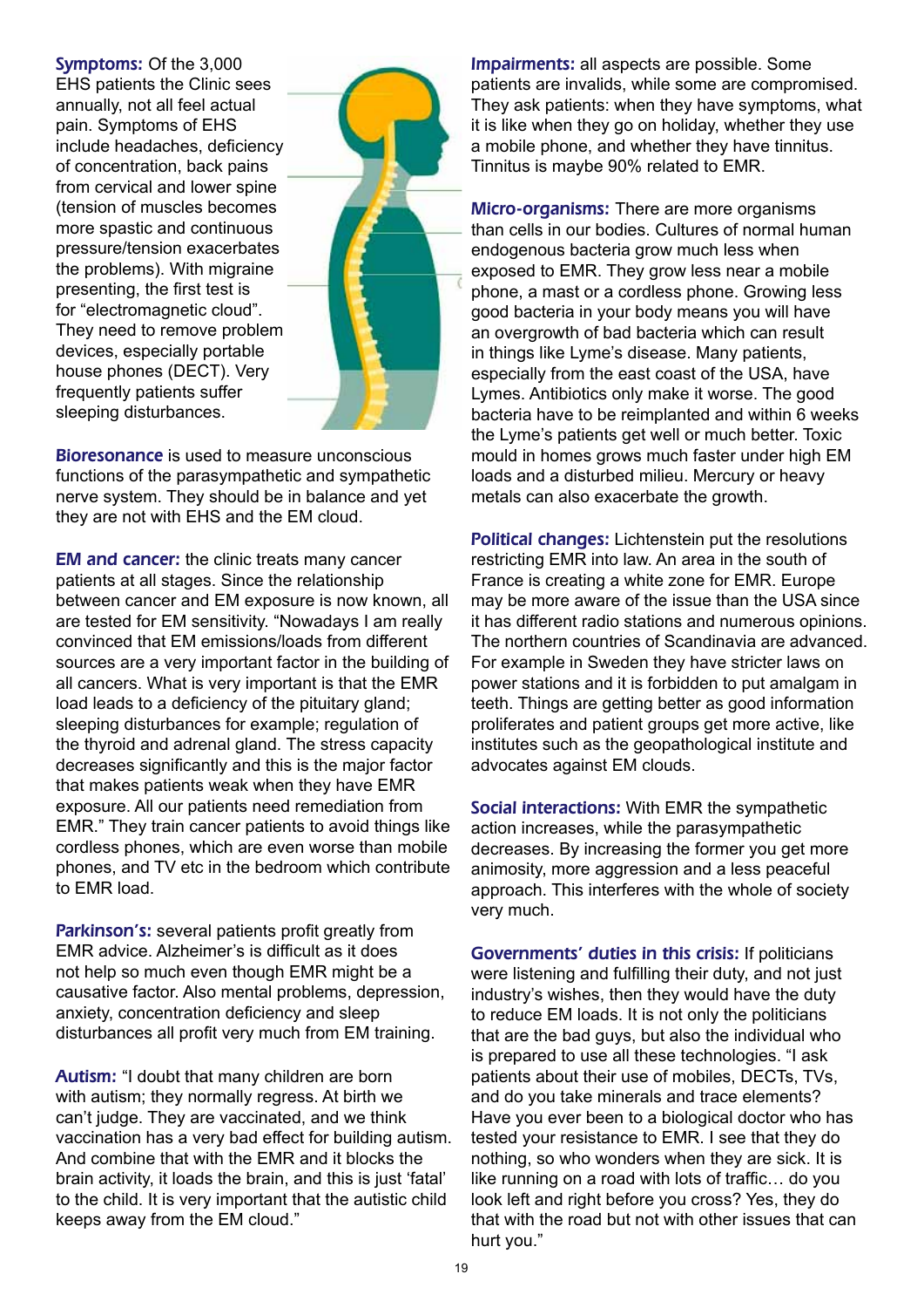**Symptoms:** Of the 3,000 EHS patients the Clinic sees annually, not all feel actual pain. Symptoms of EHS include headaches, deficiency of concentration, back pains from cervical and lower spine (tension of muscles becomes more spastic and continuous pressure/tension exacerbates the problems). With migraine presenting, the first test is for "electromagnetic cloud". They need to remove problem devices, especially portable house phones (DECT). Very frequently patients suffer sleeping disturbances.

**Bioresonance** is used to measure unconscious functions of the parasympathetic and sympathetic nerve system. They should be in balance and yet they are not with EHS and the EM cloud.

**EM and cancer:** the clinic treats many cancer patients at all stages. Since the relationship between cancer and EM exposure is now known, all are tested for EM sensitivity. "Nowadays I am really convinced that EM emissions/loads from different sources are a very important factor in the building of all cancers. What is very important is that the EMR load leads to a deficiency of the pituitary gland; sleeping disturbances for example; regulation of the thyroid and adrenal gland. The stress capacity decreases significantly and this is the major factor that makes patients weak when they have EMR exposure. All our patients need remediation from EMR." They train cancer patients to avoid things like cordless phones, which are even worse than mobile phones, and TV etc in the bedroom which contribute to EMR load.

**Parkinson's:** several patients profit greatly from EMR advice. Alzheimer's is difficult as it does not help so much even though EMR might be a causative factor. Also mental problems, depression, anxiety, concentration deficiency and sleep disturbances all profit very much from EM training.

**Autism:** "I doubt that many children are born with autism; they normally regress. At birth we can't judge. They are vaccinated, and we think vaccination has a very bad effect for building autism. And combine that with the EMR and it blocks the brain activity, it loads the brain, and this is just 'fatal' to the child. It is very important that the autistic child keeps away from the EM cloud."

**Impairments:** all aspects are possible. Some patients are invalids, while some are compromised. They ask patients: when they have symptoms, what it is like when they go on holiday, whether they use a mobile phone, and whether they have tinnitus. Tinnitus is maybe 90% related to EMR.

**Micro-organisms:** There are more organisms than cells in our bodies. Cultures of normal human endogenous bacteria grow much less when exposed to EMR. They grow less near a mobile phone, a mast or a cordless phone. Growing less good bacteria in your body means you will have an overgrowth of bad bacteria which can result in things like Lyme's disease. Many patients, especially from the east coast of the USA, have Lymes. Antibiotics only make it worse. The good bacteria have to be reimplanted and within 6 weeks the Lyme's patients get well or much better. Toxic mould in homes grows much faster under high EM loads and a disturbed milieu. Mercury or heavy metals can also exacerbate the growth.

**Political changes:** Lichtenstein put the resolutions restricting EMR into law. An area in the south of France is creating a white zone for EMR. Europe may be more aware of the issue than the USA since it has different radio stations and numerous opinions. The northern countries of Scandinavia are advanced. For example in Sweden they have stricter laws on power stations and it is forbidden to put amalgam in teeth. Things are getting better as good information proliferates and patient groups get more active, like institutes such as the geopathological institute and advocates against EM clouds.

**Social interactions:** With EMR the sympathetic action increases, while the parasympathetic decreases. By increasing the former you get more animosity, more aggression and a less peaceful approach. This interferes with the whole of society very much.

**Governments' duties in this crisis:** If politicians were listening and fulfilling their duty, and not just industry's wishes, then they would have the duty to reduce EM loads. It is not only the politicians that are the bad guys, but also the individual who is prepared to use all these technologies. "I ask patients about their use of mobiles, DECTs, TVs, and do you take minerals and trace elements? Have you ever been to a biological doctor who has tested your resistance to EMR. I see that they do nothing, so who wonders when they are sick. It is like running on a road with lots of traffic… do you look left and right before you cross? Yes, they do that with the road but not with other issues that can hurt you."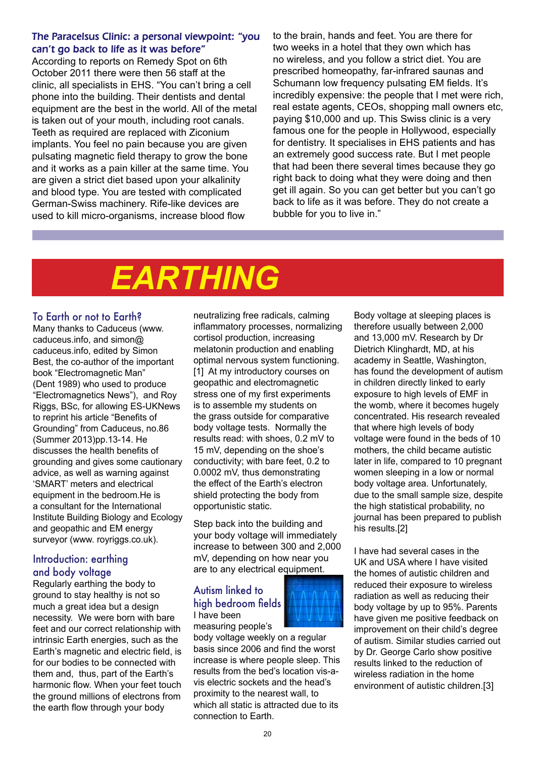### The Paracelsus Clinic: a personal viewpoint: "you can't go back to life as it was before"

According to reports on Remedy Spot on 6th October 2011 there were then 56 staff at the clinic, all specialists in EHS. "You can't bring a cell phone into the building. Their dentists and dental equipment are the best in the world. All of the metal is taken out of your mouth, including root canals. Teeth as required are replaced with Ziconium implants. You feel no pain because you are given pulsating magnetic field therapy to grow the bone and it works as a pain killer at the same time. You are given a strict diet based upon your alkalinity and blood type. You are tested with complicated German-Swiss machinery. Rife-like devices are used to kill micro-organisms, increase blood flow to the brain, hands and feet. You are there for two weeks in a hotel that they own which has no wireless, and you follow a strict diet. You are prescribed homeopathy, far-infrared saunas and Schumann low frequency pulsating EM fields. It's incredibly expensive: the people that I met were rich, real estate agents, CEOs, shopping mall owners etc, paying $10,000 and up. This Swiss clinic is a very famous one for the people in Hollywood, especially for dentistry. It specialises in EHS patients and has an extremely good success rate. But I met people that had been there several times because they go right back to doing what they were doing and then get ill again. So you can get better but you can't go back to life as it was before. They do not create a bubble for you to live in."

# EARTHING

## To Earth or not to Earth?

Many thanks to Caduceus (www.caduceus.info, and simon@caduceus.info, edited by Simon Best, the co-author of the important book "Electromagnetic Man" (Dent 1989) who used to produce "Electromagnetics News"), and Roy Riggs, BSc, for allowing ES-UKNews to reprint his article "Benefits of Grounding" from Caduceus, no.86 (Summer 2013)pp.13-14. He discusses the health benefits of grounding and gives some cautionary advice, as well as warning against 'SMART' meters and electrical equipment in the bedroom.He is a consultant for the International Institute Building Biology and Ecology and geopathic and EM energy surveyor (www. royriggs.co.uk).

## Introduction: earthing and body voltage

Regularly earthing the body to ground to stay healthy is not so much a great idea but a design necessity. We were born with bare feet and our correct relationship with intrinsic Earth energies, such as the Earth's magnetic and electric field, is for our bodies to be connected with them and, thus, part of the Earth's harmonic flow. When your feet touch the ground millions of electrons from the earth flow through your body neutralizing free radicals, calming inflammatory processes, normalizing cortisol production, increasing melatonin production and enabling optimal nervous system functioning. [1] At my introductory courses on geopathic and electromagnetic stress one of my first experiments is to assemble my students on the grass outside for comparative body voltage tests. Normally the results read: with shoes, 0.2 mV to 15 mV, depending on the shoe's conductivity; with bare feet, 0.2 to 0.0002 mV, thus demonstrating the effect of the Earth's electron shield protecting the body from opportunistic static.

Step back into the building and your body voltage will immediately increase to between 300 and 2,000 mV, depending on how near you are to any electrical equipment.

## Autism linked to high bedroom fields

I have been measuring people's body voltage weekly on a regular basis since 2006 and find the worst increase is where people sleep. This results from the bed's location vis-a-vis electric sockets and the head's proximity to the nearest wall, to which all static is attracted due to its connection to Earth.

Body voltage at sleeping places is therefore usually between 2,000 and 13,000 mV. Research by Dr Dietrich Klinghardt, MD, at his academy in Seattle, Washington, has found the development of autism in children directly linked to early exposure to high levels of EMF in the womb, where it becomes hugely concentrated. His research revealed that where high levels of body voltage were found in the beds of 10 mothers, the child became autistic later in life, compared to 10 pregnant women sleeping in a low or normal body voltage area. Unfortunately, due to the small sample size, despite the high statistical probability, no journal has been prepared to publish his results.[2]

I have had several cases in the UK and USA where I have visited the homes of autistic children and reduced their exposure to wireless radiation as well as reducing their body voltage by up to 95%. Parents have given me positive feedback on improvement on their child's degree of autism. Similar studies carried out by Dr. George Carlo show positive results linked to the reduction of wireless radiation in the home environment of autistic children.[3]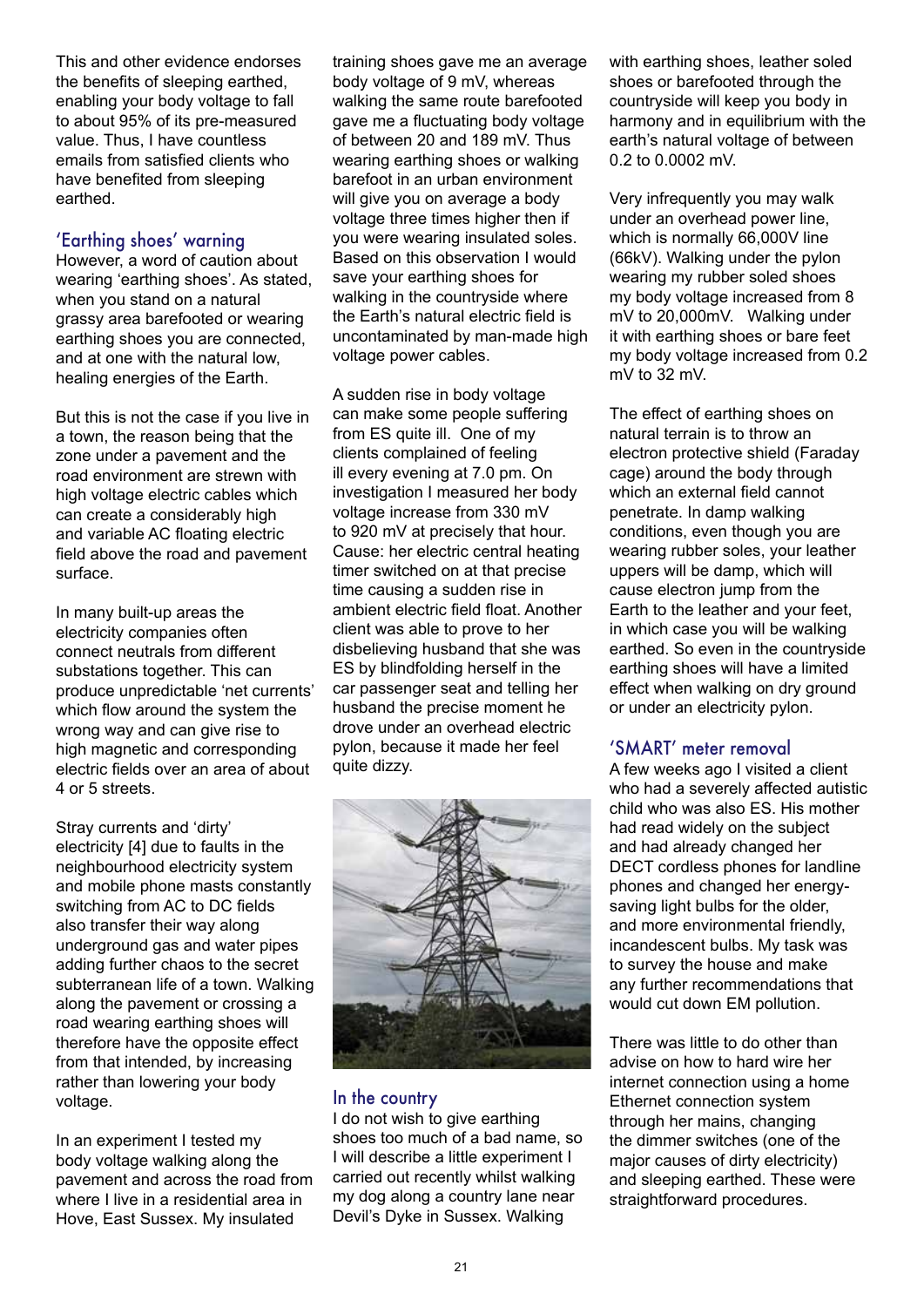This and other evidence endorses the benefits of sleeping earthed, enabling your body voltage to fall to about 95% of its pre-measured value. Thus, I have countless emails from satisfied clients who have benefited from sleeping earthed.

## 'Earthing shoes' warning

However, a word of caution about wearing 'earthing shoes'. As stated, when you stand on a natural grassy area barefooted or wearing earthing shoes you are connected, and at one with the natural low, healing energies of the Earth.

But this is not the case if you live in a town, the reason being that the zone under a pavement and the road environment are strewn with high voltage electric cables which can create a considerably high and variable AC floating electric field above the road and pavement surface.

In many built-up areas the electricity companies often connect neutrals from different substations together. This can produce unpredictable 'net currents' which flow around the system the wrong way and can give rise to high magnetic and corresponding electric fields over an area of about 4 or 5 streets.

Stray currents and 'dirty' electricity [4] due to faults in the neighbourhood electricity system and mobile phone masts constantly switching from AC to DC fields also transfer their way along underground gas and water pipes adding further chaos to the secret subterranean life of a town. Walking along the pavement or crossing a road wearing earthing shoes will therefore have the opposite effect from that intended, by increasing rather than lowering your body voltage.

In an experiment I tested my body voltage walking along the pavement and across the road from where I live in a residential area in Hove, East Sussex. My insulated training shoes gave me an average body voltage of 9 mV, whereas walking the same route barefooted gave me a fluctuating body voltage of between 20 and 189 mV. Thus wearing earthing shoes or walking barefoot in an urban environment will give you on average a body voltage three times higher then if you were wearing insulated soles. Based on this observation I would save your earthing shoes for walking in the countryside where the Earth's natural electric field is uncontaminated by man-made high voltage power cables.

A sudden rise in body voltage can make some people suffering from ES quite ill. One of my clients complained of feeling ill every evening at 7.0 pm. On investigation I measured her body voltage increase from 330 mV to 920 mV at precisely that hour. Cause: her electric central heating timer switched on at that precise time causing a sudden rise in ambient electric field float. Another client was able to prove to her disbelieving husband that she was ES by blindfolding herself in the car passenger seat and telling her husband the precise moment he drove under an overhead electric pylon, because it made her feel quite dizzy.

## In the country

I do not wish to give earthing shoes too much of a bad name, so I will describe a little experiment I carried out recently whilst walking my dog along a country lane near Devil's Dyke in Sussex. Walking with earthing shoes, leather soled shoes or barefooted through the countryside will keep you body in harmony and in equilibrium with the earth's natural voltage of between 0.2 to 0.0002 mV.

Very infrequently you may walk under an overhead power line, which is normally 66,000V line (66kV). Walking under the pylon wearing my rubber soled shoes my body voltage increased from 8 mV to 20,000mV. Walking under it with earthing shoes or bare feet my body voltage increased from 0.2 mV to 32 mV.

The effect of earthing shoes on natural terrain is to throw an electron protective shield (Faraday cage) around the body through which an external field cannot penetrate. In damp walking conditions, even though you are wearing rubber soles, your leather uppers will be damp, which will cause electron jump from the Earth to the leather and your feet, in which case you will be walking earthed. So even in the countryside earthing shoes will have a limited effect when walking on dry ground or under an electricity pylon.

## 'SMART' meter removal

A few weeks ago I visited a client who had a severely affected autistic child who was also ES. His mother had read widely on the subject and had already changed her DECT cordless phones for landline phones and changed her energy-saving light bulbs for the older, and more environmental friendly, incandescent bulbs. My task was to survey the house and make any further recommendations that would cut down EM pollution.

There was little to do other than advise on how to hard wire her internet connection using a home Ethernet connection system through her mains, changing the dimmer switches (one of the major causes of dirty electricity) and sleeping earthed. These were straightforward procedures.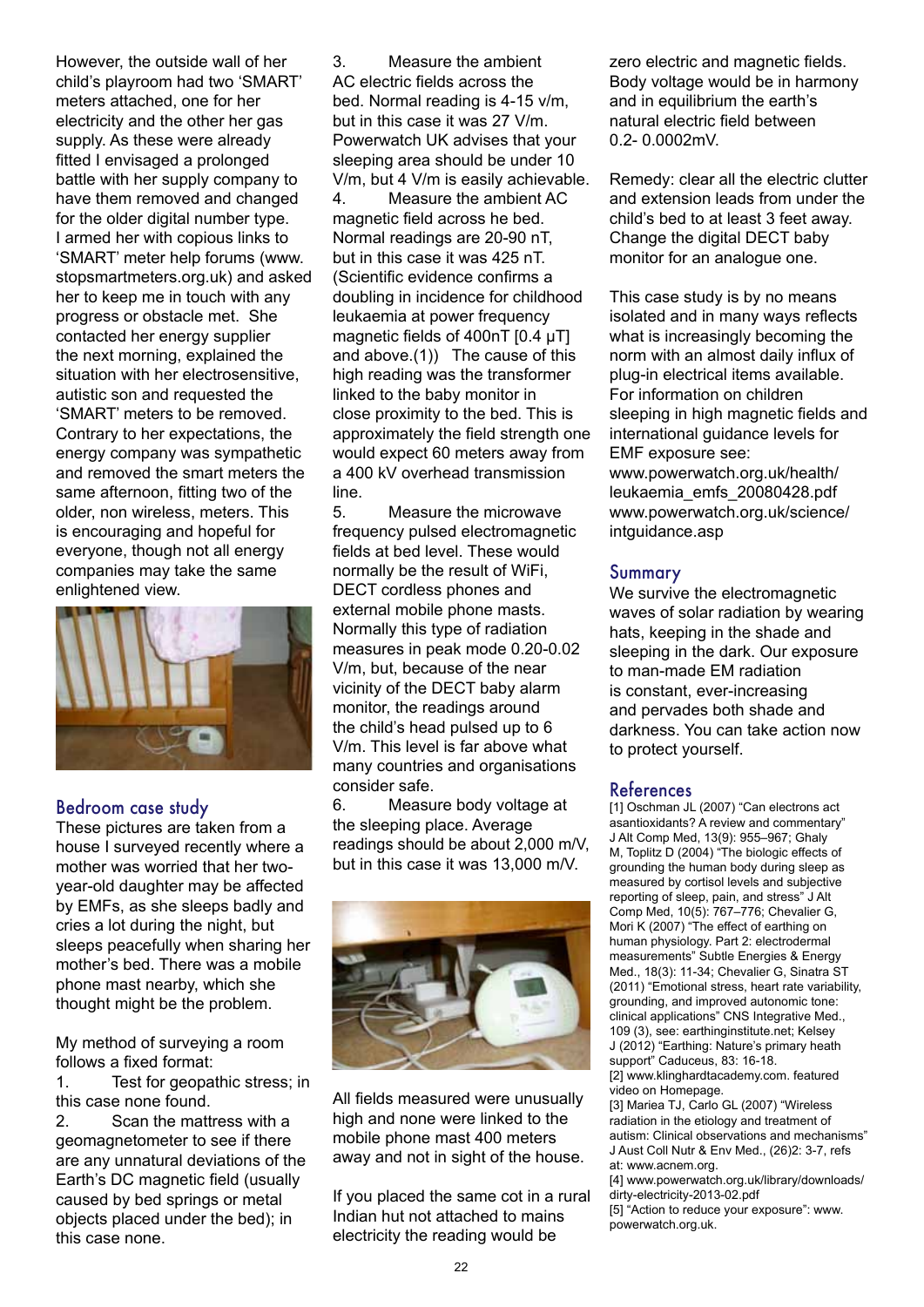However, the outside wall of her child's playroom had two 'SMART' meters attached, one for her electricity and the other her gas supply. As these were already fitted I envisaged a prolonged battle with her supply company to have them removed and changed for the older digital number type. I armed her with copious links to 'SMART' meter help forums (www.stopsmartmeters.org.uk) and asked her to keep me in touch with any progress or obstacle met. She contacted her energy supplier the next morning, explained the situation with her electrosensitive, autistic son and requested the 'SMART' meters to be removed. Contrary to her expectations, the energy company was sympathetic and removed the smart meters the same afternoon, fitting two of the older, non wireless, meters. This is encouraging and hopeful for everyone, though not all energy companies may take the same enlightened view.

## Bedroom case study

These pictures are taken from a house I surveyed recently where a mother was worried that her two-year-old daughter may be affected by EMFs, as she sleeps badly and cries a lot during the night, but sleeps peacefully when sharing her mother's bed. There was a mobile phone mast nearby, which she thought might be the problem.

My method of surveying a room follows a fixed format:

1. Test for geopathic stress; in this case none found.
2. Scan the mattress with a geomagnetometer to see if there are any unnatural deviations of the Earth's DC magnetic field (usually caused by bed springs or metal objects placed under the bed); in this case none.
3. Measure the ambient AC electric fields across the bed. Normal reading is 4-15 v/m, but in this case it was 27 V/m. Powerwatch UK advises that your sleeping area should be under 10 V/m, but 4 V/m is easily achievable.
4. Measure the ambient AC magnetic field across he bed. Normal readings are 20-90 nT, but in this case it was 425 nT. (Scientific evidence confirms a doubling in incidence for childhood leukaemia at power frequency magnetic fields of 400nT [0.4 μT] and above.(1)) The cause of this high reading was the transformer linked to the baby monitor in close proximity to the bed. This is approximately the field strength one would expect 60 meters away from a 400 kV overhead transmission line.
5. Measure the microwave frequency pulsed electromagnetic fields at bed level. These would normally be the result of WiFi, DECT cordless phones and external mobile phone masts. Normally this type of radiation measures in peak mode 0.20-0.02 V/m, but, because of the near vicinity of the DECT baby alarm monitor, the readings around the child's head pulsed up to 6 V/m. This level is far above what many countries and organisations consider safe.
6. Measure body voltage at the sleeping place. Average readings should be about 2,000 m/V, but in this case it was 13,000 m/V.

All fields measured were unusually high and none were linked to the mobile phone mast 400 meters away and not in sight of the house.

If you placed the same cot in a rural Indian hut not attached to mains electricity the reading would be zero electric and magnetic fields. Body voltage would be in harmony and in equilibrium the earth's natural electric field between 0.2- 0.0002mV.

Remedy: clear all the electric clutter and extension leads from under the child's bed to at least 3 feet away. Change the digital DECT baby monitor for an analogue one.

This case study is by no means isolated and in many ways reflects what is increasingly becoming the norm with an almost daily influx of plug-in electrical items available. For information on children sleeping in high magnetic fields and international guidance levels for EMF exposure see:
www.powerwatch.org.uk/health/leukaemia_emfs_20080428.pdf
www.powerwatch.org.uk/science/intguidance.asp

## Summary

We survive the electromagnetic waves of solar radiation by wearing hats, keeping in the shade and sleeping in the dark. Our exposure to man-made EM radiation is constant, ever-increasing and pervades both shade and darkness. You can take action now to protect yourself.

## References

[1] Oschman JL (2007) "Can electrons act asantioxidants? A review and commentary" J Alt Comp Med, 13(9): 955–967; Ghaly M, Toplitz D (2004) "The biologic effects of grounding the human body during sleep as measured by cortisol levels and subjective reporting of sleep, pain, and stress" J Alt Comp Med, 10(5): 767–776; Chevalier G, Mori K (2007) "The effect of earthing on human physiology. Part 2: electrodermal measurements" Subtle Energies & Energy Med., 18(3): 11-34; Chevalier G, Sinatra ST (2011) "Emotional stress, heart rate variability, grounding, and improved autonomic tone: clinical applications" CNS Integrative Med., 109 (3), see: earthinginstitute.net; Kelsey J (2012) "Earthing: Nature's primary heath support" Caduceus, 83: 16-18.

[2] www.klinghardtacademy.com. featured video on Homepage.

[3] Mariea TJ, Carlo GL (2007) "Wireless radiation in the etiology and treatment of autism: Clinical observations and mechanisms" J Aust Coll Nutr & Env Med., (26)2: 3-7, refs at: www.acnem.org.

[4] www.powerwatch.org.uk/library/downloads/dirty-electricity-2013-02.pdf

[5] "Action to reduce your exposure": www.powerwatch.org.uk.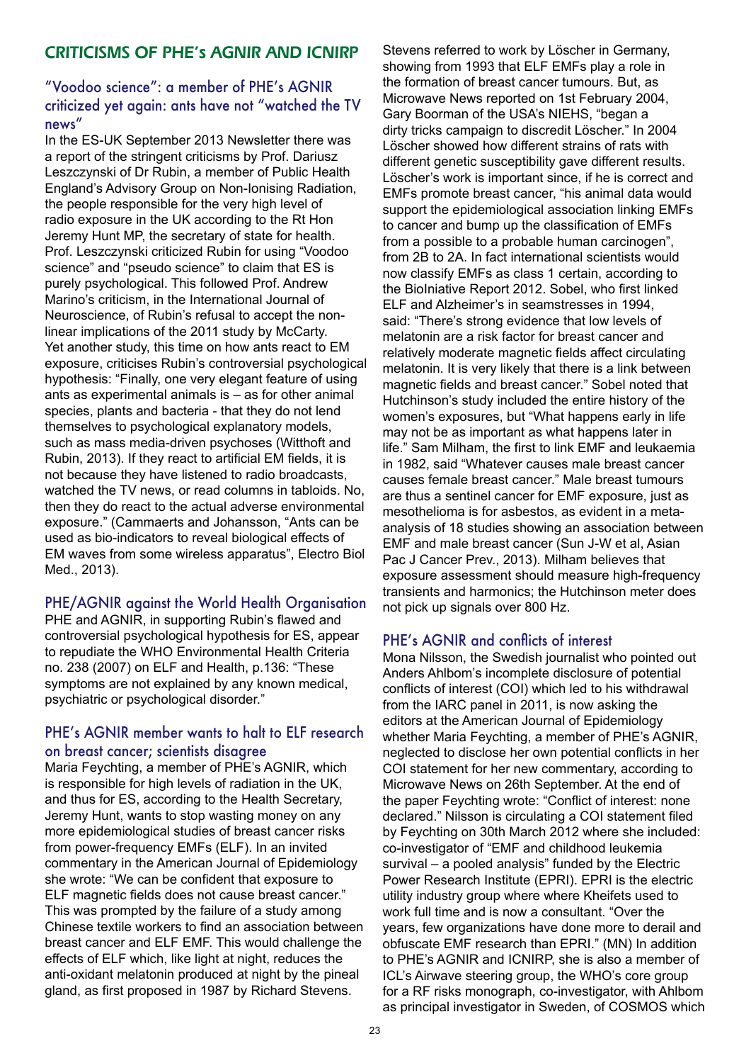## CRITICISMS OF PHE's AGNIR AND ICNIRP

### "Voodoo science": a member of PHE's AGNIR criticized yet again: ants have not "watched the TV news"

In the ES-UK September 2013 Newsletter there was a report of the stringent criticisms by Prof. Dariusz Leszczynski of Dr Rubin, a member of Public Health England's Advisory Group on Non-Ionising Radiation, the people responsible for the very high level of radio exposure in the UK according to the Rt Hon Jeremy Hunt MP, the secretary of state for health. Prof. Leszczynski criticized Rubin for using "Voodoo science" and "pseudo science" to claim that ES is purely psychological. This followed Prof. Andrew Marino's criticism, in the International Journal of Neuroscience, of Rubin's refusal to accept the non-linear implications of the 2011 study by McCarty. Yet another study, this time on how ants react to EM exposure, criticises Rubin's controversial psychological hypothesis: "Finally, one very elegant feature of using ants as experimental animals is – as for other animal species, plants and bacteria - that they do not lend themselves to psychological explanatory models, such as mass media-driven psychoses (Witthoft and Rubin, 2013). If they react to artificial EM fields, it is not because they have listened to radio broadcasts, watched the TV news, or read columns in tabloids. No, then they do react to the actual adverse environmental exposure." (Cammaerts and Johansson, "Ants can be used as bio-indicators to reveal biological effects of EM waves from some wireless apparatus", Electro Biol Med., 2013).

### PHE/AGNIR against the World Health Organisation

PHE and AGNIR, in supporting Rubin's flawed and controversial psychological hypothesis for ES, appear to repudiate the WHO Environmental Health Criteria no. 238 (2007) on ELF and Health, p.136: "These symptoms are not explained by any known medical, psychiatric or psychological disorder."

### PHE's AGNIR member wants to halt to ELF research on breast cancer; scientists disagree

Maria Feychting, a member of PHE's AGNIR, which is responsible for high levels of radiation in the UK, and thus for ES, according to the Health Secretary, Jeremy Hunt, wants to stop wasting money on any more epidemiological studies of breast cancer risks from power-frequency EMFs (ELF). In an invited commentary in the American Journal of Epidemiology she wrote: "We can be confident that exposure to ELF magnetic fields does not cause breast cancer." This was prompted by the failure of a study among Chinese textile workers to find an association between breast cancer and ELF EMF. This would challenge the effects of ELF which, like light at night, reduces the anti-oxidant melatonin produced at night by the pineal gland, as first proposed in 1987 by Richard Stevens.

Stevens referred to work by Löscher in Germany, showing from 1993 that ELF EMFs play a role in the formation of breast cancer tumours. But, as Microwave News reported on 1st February 2004, Gary Boorman of the USA's NIEHS, "began a dirty tricks campaign to discredit Löscher." In 2004 Löscher showed how different strains of rats with different genetic susceptibility gave different results. Löscher's work is important since, if he is correct and EMFs promote breast cancer, "his animal data would support the epidemiological association linking EMFs to cancer and bump up the classification of EMFs from a possible to a probable human carcinogen", from 2B to 2A. In fact international scientists would now classify EMFs as class 1 certain, according to the BioIniative Report 2012. Sobel, who first linked ELF and Alzheimer's in seamstresses in 1994, said: "There's strong evidence that low levels of melatonin are a risk factor for breast cancer and relatively moderate magnetic fields affect circulating melatonin. It is very likely that there is a link between magnetic fields and breast cancer." Sobel noted that Hutchinson's study included the entire history of the women's exposures, but "What happens early in life may not be as important as what happens later in life." Sam Milham, the first to link EMF and leukaemia in 1982, said "Whatever causes male breast cancer causes female breast cancer." Male breast tumours are thus a sentinel cancer for EMF exposure, just as mesothelioma is for asbestos, as evident in a meta-analysis of 18 studies showing an association between EMF and male breast cancer (Sun J-W et al, Asian Pac J Cancer Prev., 2013). Milham believes that exposure assessment should measure high-frequency transients and harmonics; the Hutchinson meter does not pick up signals over 800 Hz.

### PHE's AGNIR and conflicts of interest

Mona Nilsson, the Swedish journalist who pointed out Anders Ahlbom's incomplete disclosure of potential conflicts of interest (COI) which led to his withdrawal from the IARC panel in 2011, is now asking the editors at the American Journal of Epidemiology whether Maria Feychting, a member of PHE's AGNIR, neglected to disclose her own potential conflicts in her COI statement for her new commentary, according to Microwave News on 26th September. At the end of the paper Feychting wrote: "Conflict of interest: none declared." Nilsson is circulating a COI statement filed by Feychting on 30th March 2012 where she included: co-investigator of "EMF and childhood leukemia survival – a pooled analysis" funded by the Electric Power Research Institute (EPRI). EPRI is the electric utility industry group where where Kheifets used to work full time and is now a consultant. "Over the years, few organizations have done more to derail and obfuscate EMF research than EPRI." (MN) In addition to PHE's AGNIR and ICNIRP, she is also a member of ICL's Airwave steering group, the WHO's core group for a RF risks monograph, co-investigator, with Ahlbom as principal investigator in Sweden, of COSMOS which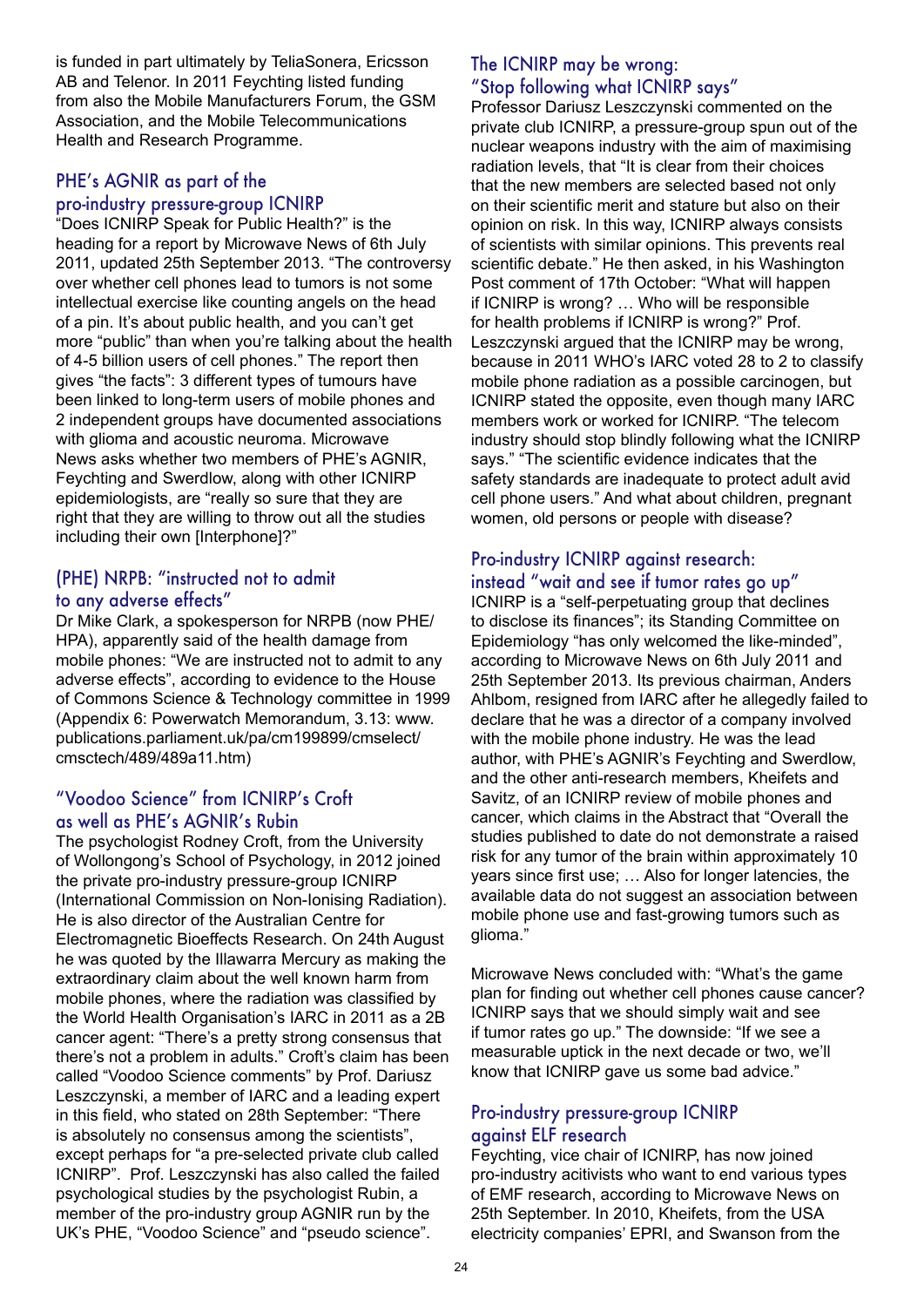is funded in part ultimately by TeliaSonera, Ericsson AB and Telenor. In 2011 Feychting listed funding from also the Mobile Manufacturers Forum, the GSM Association, and the Mobile Telecommunications Health and Research Programme.

## PHE's AGNIR as part of the pro-industry pressure-group ICNIRP

"Does ICNIRP Speak for Public Health?" is the heading for a report by Microwave News of 6th July 2011, updated 25th September 2013. "The controversy over whether cell phones lead to tumors is not some intellectual exercise like counting angels on the head of a pin. It's about public health, and you can't get more "public" than when you're talking about the health of 4-5 billion users of cell phones." The report then gives "the facts": 3 different types of tumours have been linked to long-term users of mobile phones and 2 independent groups have documented associations with glioma and acoustic neuroma. Microwave News asks whether two members of PHE's AGNIR, Feychting and Swerdlow, along with other ICNIRP epidemiologists, are "really so sure that they are right that they are willing to throw out all the studies including their own [Interphone]?"

## (PHE) NRPB: "instructed not to admit to any adverse effects"

Dr Mike Clark, a spokesperson for NRPB (now PHE/HPA), apparently said of the health damage from mobile phones: "We are instructed not to admit to any adverse effects", according to evidence to the House of Commons Science & Technology committee in 1999 (Appendix 6: Powerwatch Memorandum, 3.13: www.publications.parliament.uk/pa/cm199899/cmselect/cmsctech/489/489a11.htm)

## "Voodoo Science" from ICNIRP's Croft as well as PHE's AGNIR's Rubin

The psychologist Rodney Croft, from the University of Wollongong's School of Psychology, in 2012 joined the private pro-industry pressure-group ICNIRP (International Commission on Non-Ionising Radiation). He is also director of the Australian Centre for Electromagnetic Bioeffects Research. On 24th August he was quoted by the Illawarra Mercury as making the extraordinary claim about the well known harm from mobile phones, where the radiation was classified by the World Health Organisation's IARC in 2011 as a 2B cancer agent: "There's a pretty strong consensus that there's not a problem in adults." Croft's claim has been called "Voodoo Science comments" by Prof. Dariusz Leszczynski, a member of IARC and a leading expert in this field, who stated on 28th September: "There is absolutely no consensus among the scientists", except perhaps for "a pre-selected private club called ICNIRP". Prof. Leszczynski has also called the failed psychological studies by the psychologist Rubin, a member of the pro-industry group AGNIR run by the UK's PHE, "Voodoo Science" and "pseudo science".

## The ICNIRP may be wrong: "Stop following what ICNIRP says"

Professor Dariusz Leszczynski commented on the private club ICNIRP, a pressure-group spun out of the nuclear weapons industry with the aim of maximising radiation levels, that "It is clear from their choices that the new members are selected based not only on their scientific merit and stature but also on their opinion on risk. In this way, ICNIRP always consists of scientists with similar opinions. This prevents real scientific debate." He then asked, in his Washington Post comment of 17th October: "What will happen if ICNIRP is wrong? … Who will be responsible for health problems if ICNIRP is wrong?" Prof. Leszczynski argued that the ICNIRP may be wrong, because in 2011 WHO's IARC voted 28 to 2 to classify mobile phone radiation as a possible carcinogen, but ICNIRP stated the opposite, even though many IARC members work or worked for ICNIRP. "The telecom industry should stop blindly following what the ICNIRP says." "The scientific evidence indicates that the safety standards are inadequate to protect adult avid cell phone users." And what about children, pregnant women, old persons or people with disease?

## Pro-industry ICNIRP against research: instead "wait and see if tumor rates go up"

ICNIRP is a "self-perpetuating group that declines to disclose its finances"; its Standing Committee on Epidemiology "has only welcomed the like-minded", according to Microwave News on 6th July 2011 and 25th September 2013. Its previous chairman, Anders Ahlbom, resigned from IARC after he allegedly failed to declare that he was a director of a company involved with the mobile phone industry. He was the lead author, with PHE's AGNIR's Feychting and Swerdlow, and the other anti-research members, Kheifets and Savitz, of an ICNIRP review of mobile phones and cancer, which claims in the Abstract that "Overall the studies published to date do not demonstrate a raised risk for any tumor of the brain within approximately 10 years since first use; … Also for longer latencies, the available data do not suggest an association between mobile phone use and fast-growing tumors such as glioma."

Microwave News concluded with: "What's the game plan for finding out whether cell phones cause cancer? ICNIRP says that we should simply wait and see if tumor rates go up." The downside: "If we see a measurable uptick in the next decade or two, we'll know that ICNIRP gave us some bad advice."

## Pro-industry pressure-group ICNIRP against ELF research

Feychting, vice chair of ICNIRP, has now joined pro-industry acitivists who want to end various types of EMF research, according to Microwave News on 25th September. In 2010, Kheifets, from the USA electricity companies' EPRI, and Swanson from the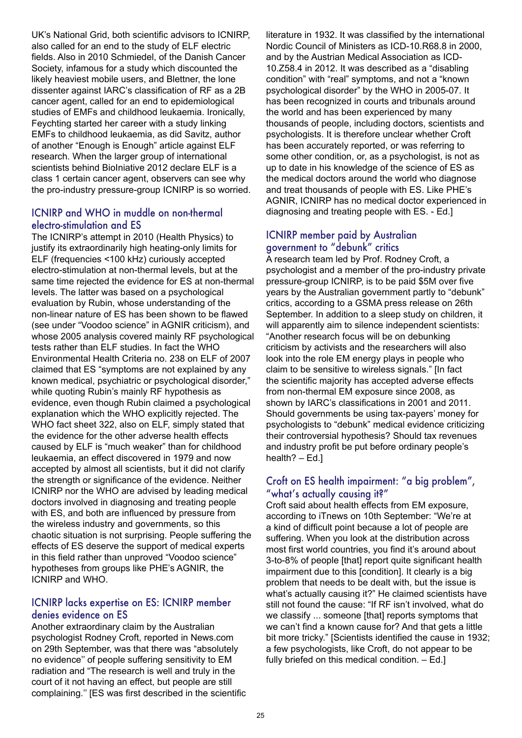UK's National Grid, both scientific advisors to ICNIRP, also called for an end to the study of ELF electric fields. Also in 2010 Schmiedel, of the Danish Cancer Society, infamous for a study which discounted the likely heaviest mobile users, and Blettner, the lone dissenter against IARC's classification of RF as a 2B cancer agent, called for an end to epidemiological studies of EMFs and childhood leukaemia. Ironically, Feychting started her career with a study linking EMFs to childhood leukaemia, as did Savitz, author of another "Enough is Enough" article against ELF research. When the larger group of international scientists behind BioInitiative 2012 declare ELF is a class 1 certain cancer agent, observers can see why the pro-industry pressure-group ICNIRP is so worried.

## ICNIRP and WHO in muddle on non-thermal electro-stimulation and ES

The ICNIRP's attempt in 2010 (Health Physics) to justify its extraordinarily high heating-only limits for ELF (frequencies <100 kHz) curiously accepted electro-stimulation at non-thermal levels, but at the same time rejected the evidence for ES at non-thermal levels. The latter was based on a psychological evaluation by Rubin, whose understanding of the non-linear nature of ES has been shown to be flawed (see under "Voodoo science" in AGNIR criticism), and whose 2005 analysis covered mainly RF psychological tests rather than ELF studies. In fact the WHO Environmental Health Criteria no. 238 on ELF of 2007 claimed that ES "symptoms are not explained by any known medical, psychiatric or psychological disorder," while quoting Rubin's mainly RF hypothesis as evidence, even though Rubin claimed a psychological explanation which the WHO explicitly rejected. The WHO fact sheet 322, also on ELF, simply stated that the evidence for the other adverse health effects caused by ELF is "much weaker" than for childhood leukaemia, an effect discovered in 1979 and now accepted by almost all scientists, but it did not clarify the strength or significance of the evidence. Neither ICNIRP nor the WHO are advised by leading medical doctors involved in diagnosing and treating people with ES, and both are influenced by pressure from the wireless industry and governments, so this chaotic situation is not surprising. People suffering the effects of ES deserve the support of medical experts in this field rather than unproved "Voodoo science" hypotheses from groups like PHE's AGNIR, the ICNIRP and WHO.

## ICNIRP lacks expertise on ES: ICNIRP member denies evidence on ES

Another extraordinary claim by the Australian psychologist Rodney Croft, reported in News.com on 29th September, was that there was "absolutely no evidence" of people suffering sensitivity to EM radiation and "The research is well and truly in the court of it not having an effect, but people are still complaining." [ES was first described in the scientific literature in 1932. It was classified by the international Nordic Council of Ministers as ICD-10.R68.8 in 2000, and by the Austrian Medical Association as ICD-10.Z58.4 in 2012. It was described as a "disabling condition" with "real" symptoms, and not a "known psychological disorder" by the WHO in 2005-07. It has been recognized in courts and tribunals around the world and has been experienced by many thousands of people, including doctors, scientists and psychologists. It is therefore unclear whether Croft has been accurately reported, or was referring to some other condition, or, as a psychologist, is not as up to date in his knowledge of the science of ES as the medical doctors around the world who diagnose and treat thousands of people with ES. Like PHE's AGNIR, ICNIRP has no medical doctor experienced in diagnosing and treating people with ES. - Ed.]

## ICNIRP member paid by Australian government to "debunk" critics

A research team led by Prof. Rodney Croft, a psychologist and a member of the pro-industry private pressure-group ICNIRP, is to be paid $5M over five years by the Australian government partly to "debunk" critics, according to a GSMA press release on 26th September. In addition to a sleep study on children, it will apparently aim to silence independent scientists: "Another research focus will be on debunking criticism by activists and the researchers will also look into the role EM energy plays in people who claim to be sensitive to wireless signals." [In fact the scientific majority has accepted adverse effects from non-thermal EM exposure since 2008, as shown by IARC's classifications in 2001 and 2011. Should governments be using tax-payers' money for psychologists to "debunk" medical evidence criticizing their controversial hypothesis? Should tax revenues and industry profit be put before ordinary people's health? – Ed.]

## Croft on ES health impairment: "a big problem", "what's actually causing it?"

Croft said about health effects from EM exposure, according to iTnews on 10th September: "We're at a kind of difficult point because a lot of people are suffering. When you look at the distribution across most first world countries, you find it's around about 3-to-8% of people [that] report quite significant health impairment due to this [condition]. It clearly is a big problem that needs to be dealt with, but the issue is what's actually causing it?" He claimed scientists have still not found the cause: "If RF isn't involved, what do we classify ... someone [that] reports symptoms that we can't find a known cause for? And that gets a little bit more tricky." [Scientists identified the cause in 1932; a few psychologists, like Croft, do not appear to be fully briefed on this medical condition. – Ed.]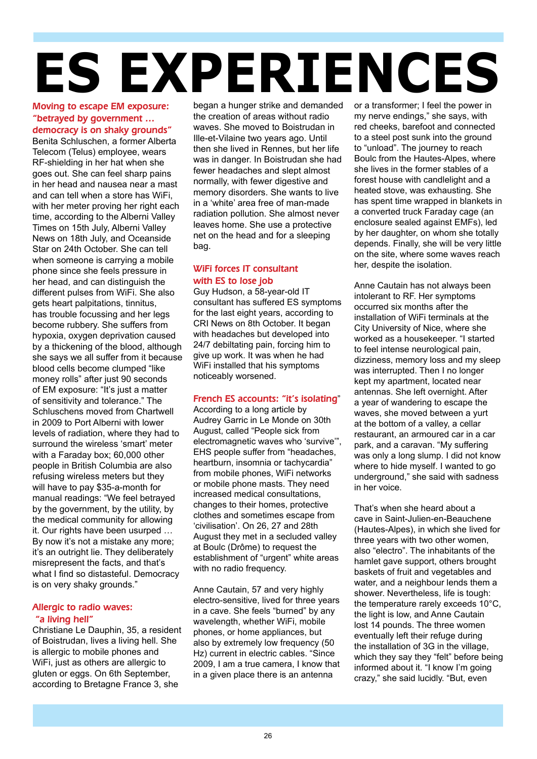# ES EXPERIENCES

## Moving to escape EM exposure: "betrayed by government … democracy is on shaky grounds"

Benita Schluschen, a former Alberta Telecom (Telus) employee, wears RF-shielding in her hat when she goes out. She can feel sharp pains in her head and nausea near a mast and can tell when a store has WiFi, with her meter proving her right each time, according to the Alberni Valley Times on 15th July, Alberni Valley News on 18th July, and Oceanside Star on 24th October. She can tell when someone is carrying a mobile phone since she feels pressure in her head, and can distinguish the different pulses from WiFi. She also gets heart palpitations, tinnitus, has trouble focussing and her legs become rubbery. She suffers from hypoxia, oxygen deprivation caused by a thickening of the blood, although she says we all suffer from it because blood cells become clumped "like money rolls" after just 90 seconds of EM exposure: "It's just a matter of sensitivity and tolerance." The Schluschens moved from Chartwell in 2009 to Port Alberni with lower levels of radiation, where they had to surround the wireless 'smart' meter with a Faraday box; 60,000 other people in British Columbia are also refusing wireless meters but they will have to pay $35-a-month for manual readings: "We feel betrayed by the government, by the utility, by the medical community for allowing it. Our rights have been usurped … By now it's not a mistake any more; it's an outright lie. They deliberately misrepresent the facts, and that's what I find so distasteful. Democracy is on very shaky grounds."

## Allergic to radio waves: "a living hell"

Christiane Le Dauphin, 35, a resident of Boistrudan, lives a living hell. She is allergic to mobile phones and WiFi, just as others are allergic to gluten or eggs. On 6th September, according to Bretagne France 3, she began a hunger strike and demanded the creation of areas without radio waves. She moved to Boistrudan in Ille-et-Vilaine two years ago. Until then she lived in Rennes, but her life was in danger. In Boistrudan she had fewer headaches and slept almost normally, with fewer digestive and memory disorders. She wants to live in a 'white' area free of man-made radiation pollution. She almost never leaves home. She use a protective net on the head and for a sleeping bag.

## WiFi forces IT consultant with ES to lose job

Guy Hudson, a 58-year-old IT consultant has suffered ES symptoms for the last eight years, according to CRI News on 8th October. It began with headaches but developed into 24/7 debiltating pain, forcing him to give up work. It was when he had WiFi installed that his symptoms noticeably worsened.

## French ES accounts: "it's isolating"

According to a long article by Audrey Garric in Le Monde on 30th August, called "People sick from electromagnetic waves who 'survive'", EHS people suffer from "headaches, heartburn, insomnia or tachycardia" from mobile phones, WiFi networks or mobile phone masts. They need increased medical consultations, changes to their homes, protective clothes and sometimes escape from 'civilisation'. On 26, 27 and 28th August they met in a secluded valley at Boulc (Drôme) to request the establishment of "urgent" white areas with no radio frequency.

Anne Cautain, 57 and very highly electro-sensitive, lived for three years in a cave. She feels "burned" by any wavelength, whether WiFi, mobile phones, or home appliances, but also by extremely low frequency (50 Hz) current in electric cables. "Since 2009, I am a true camera, I know that in a given place there is an antenna or a transformer; I feel the power in my nerve endings," she says, with red cheeks, barefoot and connected to a steel post sunk into the ground to "unload". The journey to reach Boulc from the Hautes-Alpes, where she lives in the former stables of a forest house with candlelight and a heated stove, was exhausting. She has spent time wrapped in blankets in a converted truck Faraday cage (an enclosure sealed against EMFs), led by her daughter, on whom she totally depends. Finally, she will be very little on the site, where some waves reach her, despite the isolation.

Anne Cautain has not always been intolerant to RF. Her symptoms occurred six months after the installation of WiFi terminals at the City University of Nice, where she worked as a housekeeper. "I started to feel intense neurological pain, dizziness, memory loss and my sleep was interrupted. Then I no longer kept my apartment, located near antennas. She left overnight. After a year of wandering to escape the waves, she moved between a yurt at the bottom of a valley, a cellar restaurant, an armoured car in a car park, and a caravan. "My suffering was only a long slump. I did not know where to hide myself. I wanted to go underground," she said with sadness in her voice.

That's when she heard about a cave in Saint-Julien-en-Beauchene (Hautes-Alpes), in which she lived for three years with two other women, also "electro". The inhabitants of the hamlet gave support, others brought baskets of fruit and vegetables and water, and a neighbour lends them a shower. Nevertheless, life is tough: the temperature rarely exceeds 10°C, the light is low, and Anne Cautain lost 14 pounds. The three women eventually left their refuge during the installation of 3G in the village, which they say they "felt" before being informed about it. "I know I'm going crazy," she said lucidly. "But, even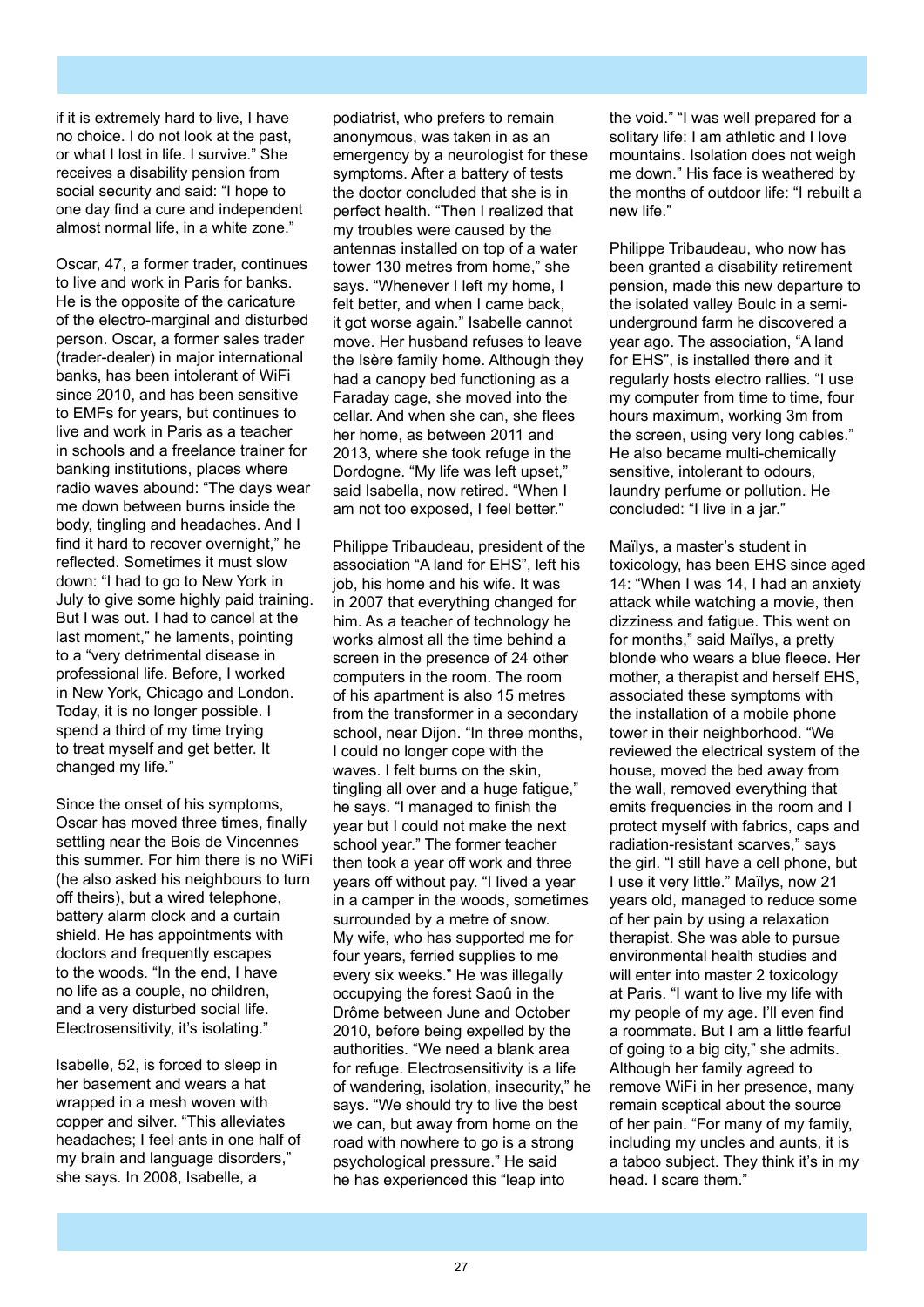if it is extremely hard to live, I have no choice. I do not look at the past, or what I lost in life. I survive." She receives a disability pension from social security and said: "I hope to one day find a cure and independent almost normal life, in a white zone."

Oscar, 47, a former trader, continues to live and work in Paris for banks. He is the opposite of the caricature of the electro-marginal and disturbed person. Oscar, a former sales trader (trader-dealer) in major international banks, has been intolerant of WiFi since 2010, and has been sensitive to EMFs for years, but continues to live and work in Paris as a teacher in schools and a freelance trainer for banking institutions, places where radio waves abound: "The days wear me down between burns inside the body, tingling and headaches. And I find it hard to recover overnight," he reflected. Sometimes it must slow down: "I had to go to New York in July to give some highly paid training. But I was out. I had to cancel at the last moment," he laments, pointing to a "very detrimental disease in professional life. Before, I worked in New York, Chicago and London. Today, it is no longer possible. I spend a third of my time trying to treat myself and get better. It changed my life."

Since the onset of his symptoms, Oscar has moved three times, finally settling near the Bois de Vincennes this summer. For him there is no WiFi (he also asked his neighbours to turn off theirs), but a wired telephone, battery alarm clock and a curtain shield. He has appointments with doctors and frequently escapes to the woods. "In the end, I have no life as a couple, no children, and a very disturbed social life. Electrosensitivity, it's isolating."

Isabelle, 52, is forced to sleep in her basement and wears a hat wrapped in a mesh woven with copper and silver. "This alleviates headaches; I feel ants in one half of my brain and language disorders," she says. In 2008, Isabelle, a podiatrist, who prefers to remain anonymous, was taken in as an emergency by a neurologist for these symptoms. After a battery of tests the doctor concluded that she is in perfect health. "Then I realized that my troubles were caused by the antennas installed on top of a water tower 130 metres from home," she says. "Whenever I left my home, I felt better, and when I came back, it got worse again." Isabelle cannot move. Her husband refuses to leave the Isère family home. Although they had a canopy bed functioning as a Faraday cage, she moved into the cellar. And when she can, she flees her home, as between 2011 and 2013, where she took refuge in the Dordogne. "My life was left upset," said Isabella, now retired. "When I am not too exposed, I feel better."

Philippe Tribaudeau, president of the association "A land for EHS", left his job, his home and his wife. It was in 2007 that everything changed for him. As a teacher of technology he works almost all the time behind a screen in the presence of 24 other computers in the room. The room of his apartment is also 15 metres from the transformer in a secondary school, near Dijon. "In three months, I could no longer cope with the waves. I felt burns on the skin, tingling all over and a huge fatigue," he says. "I managed to finish the year but I could not make the next school year." The former teacher then took a year off work and three years off without pay. "I lived a year in a camper in the woods, sometimes surrounded by a metre of snow. My wife, who has supported me for four years, ferried supplies to me every six weeks." He was illegally occupying the forest Saoû in the Drôme between June and October 2010, before being expelled by the authorities. "We need a blank area for refuge. Electrosensitivity is a life of wandering, isolation, insecurity," he says. "We should try to live the best we can, but away from home on the road with nowhere to go is a strong psychological pressure." He said he has experienced this "leap into the void." "I was well prepared for a solitary life: I am athletic and I love mountains. Isolation does not weigh me down." His face is weathered by the months of outdoor life: "I rebuilt a new life."

Philippe Tribaudeau, who now has been granted a disability retirement pension, made this new departure to the isolated valley Boulc in a semi-underground farm he discovered a year ago. The association, "A land for EHS", is installed there and it regularly hosts electro rallies. "I use my computer from time to time, four hours maximum, working 3m from the screen, using very long cables." He also became multi-chemically sensitive, intolerant to odours, laundry perfume or pollution. He concluded: "I live in a jar."

Maïlys, a master's student in toxicology, has been EHS since aged 14: "When I was 14, I had an anxiety attack while watching a movie, then dizziness and fatigue. This went on for months," said Maïlys, a pretty blonde who wears a blue fleece. Her mother, a therapist and herself EHS, associated these symptoms with the installation of a mobile phone tower in their neighborhood. "We reviewed the electrical system of the house, moved the bed away from the wall, removed everything that emits frequencies in the room and I protect myself with fabrics, caps and radiation-resistant scarves," says the girl. "I still have a cell phone, but I use it very little." Maïlys, now 21 years old, managed to reduce some of her pain by using a relaxation therapist. She was able to pursue environmental health studies and will enter into master 2 toxicology at Paris. "I want to live my life with my people of my age. I'll even find a roommate. But I am a little fearful of going to a big city," she admits. Although her family agreed to remove WiFi in her presence, many remain sceptical about the source of her pain. "For many of my family, including my uncles and aunts, it is a taboo subject. They think it's in my head. I scare them."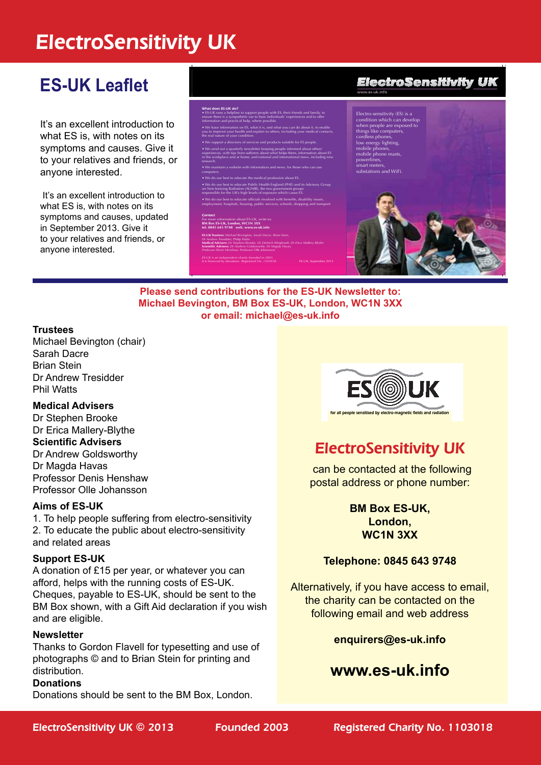# ElectroSensitivity UK

## ES-UK Leaflet

It's an excellent introduction to what ES is, with notes on its symptoms and causes. Give it to your relatives and friends, or anyone interested.

It's an excellent introduction to what ES is, with notes on its symptoms and causes, updated in September 2013. Give it to your relatives and friends, or anyone interested.

**ElectroSensitivity UK**
www.es-uk.info

**What does ES-UK do?**

- ES-UK runs a helpline to support people with ES, their friends and family, to ensure there is a sympathetic ear to hear individuals' experiences and to offer information and practical help, where possible.
- We have information on ES, what it is, and what you can do about it, to enable you to improve your health and explain to others, including your medical contacts, the real nature of your condition.
- We support a directory of services and products suitable for ES people.
- We send out a quarterly newsletter keeping people informed about others' experiences, with tips from sufferers about what helps them, information about ES in the workplace and at home, and national and international news, including new research.
- We maintain a website with information and news, for those who can use computers.
- We do our best to educate the medical profession about ES.
- We do our best to educate Public Health England (PHE) and its Advisory Group on Non-Ionising Radiation (AGNIR), the two government groups responsible for the UK's high levels of exposure which cause ES.
- We do our best to educate officials involved with benefits, disability issues, employment, hospitals, housing, public services, schools, shopping and transport.

**Contact**
For more information about ES-UK, write to:
**BM Box ES-UK, London, WC1N 3XX**
**tel. 0845 643 9748 web. www.es-uk.info**

**ES-UK Trustees:** *Michael Bevington, Sarah Dacre, Brian Stein, Dr Andrew Tresidder, Philip Watts*
**Medical Advisers:** *Dr Stephen Brooke, Dr Dietrich Klinghardt, Dr Erica Mallery-Blythe*
**Scientific Advisers:** *Dr Andrew Goldsworthy, Dr Magda Havas, Professor Denis Henshaw, Professor Olle Johansson*

*ES-UK is an independent charity founded in 2003. It is financed by donations. Registered No. 1103018.* ES-UK, September 2013

Electro-sensitivity (ES) is a condition which can develop when people are exposed to things like computers, cordless phones, low energy lighting, mobile phones, mobile phone masts, powerlines, smart meters, substations and WiFi.

**Please send contributions for the ES-UK Newsletter to:**
**Michael Bevington, BM Box ES-UK, London, WC1N 3XX**
**or email: michael@es-uk.info**

**Trustees**
Michael Bevington (chair)
Sarah Dacre
Brian Stein
Dr Andrew Tresidder
Phil Watts

**Medical Advisers**
Dr Stephen Brooke
Dr Erica Mallery-Blythe

**Scientific Advisers**
Dr Andrew Goldsworthy
Dr Magda Havas
Professor Denis Henshaw
Professor Olle Johansson

**Aims of ES-UK**
1. To help people suffering from electro-sensitivity
2. To educate the public about electro-sensitivity and related areas

**Support ES-UK**
A donation of £15 per year, or whatever you can afford, helps with the running costs of ES-UK. Cheques, payable to ES-UK, should be sent to the BM Box shown, with a Gift Aid declaration if you wish and are eligible.

**Newsletter**
Thanks to Gordon Flavell for typesetting and use of photographs © and to Brian Stein for printing and distribution.

**Donations**
Donations should be sent to the BM Box, London.

ES UK
for all people sensitised by electro-magnetic fields and radiation

## ElectroSensitivity UK

can be contacted at the following postal address or phone number:

**BM Box ES-UK,**
**London,**
**WC1N 3XX**

**Telephone: 0845 643 9748**

Alternatively, if you have access to email, the charity can be contacted on the following email and web address

**enquirers@es-uk.info**

**www.es-uk.info**

*ElectroSensitivity UK © 2013* *Founded 2003* *Registered Charity No. 1103018*